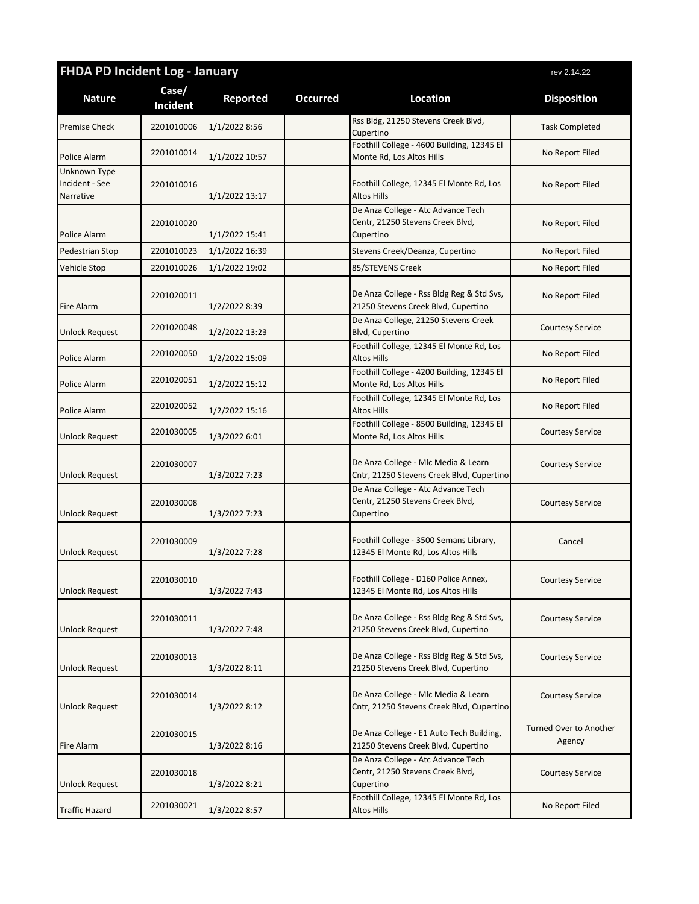# FHDA PD Incident Log - January

rev 2.14.22

| Nature | Case/ Incident | Reported | Occurred | Location | Disposition |
|---|---|---|---|---|---|
| Premise Check | 2201010006 | 1/1/2022 8:56 | | Rss Bldg, 21250 Stevens Creek Blvd, Cupertino | Task Completed |
| Police Alarm | 2201010014 | 1/1/2022 10:57 | | Foothill College - 4600 Building, 12345 El Monte Rd, Los Altos Hills | No Report Filed |
| Unknown Type Incident - See Narrative | 2201010016 | 1/1/2022 13:17 | | Foothill College, 12345 El Monte Rd, Los Altos Hills | No Report Filed |
| Police Alarm | 2201010020 | 1/1/2022 15:41 | | De Anza College - Atc Advance Tech Centr, 21250 Stevens Creek Blvd, Cupertino | No Report Filed |
| Pedestrian Stop | 2201010023 | 1/1/2022 16:39 | | Stevens Creek/Deanza, Cupertino | No Report Filed |
| Vehicle Stop | 2201010026 | 1/1/2022 19:02 | | 85/STEVENS Creek | No Report Filed |
| Fire Alarm | 2201020011 | 1/2/2022 8:39 | | De Anza College - Rss Bldg Reg & Std Svs, 21250 Stevens Creek Blvd, Cupertino | No Report Filed |
| Unlock Request | 2201020048 | 1/2/2022 13:23 | | De Anza College, 21250 Stevens Creek Blvd, Cupertino | Courtesy Service |
| Police Alarm | 2201020050 | 1/2/2022 15:09 | | Foothill College, 12345 El Monte Rd, Los Altos Hills | No Report Filed |
| Police Alarm | 2201020051 | 1/2/2022 15:12 | | Foothill College - 4200 Building, 12345 El Monte Rd, Los Altos Hills | No Report Filed |
| Police Alarm | 2201020052 | 1/2/2022 15:16 | | Foothill College, 12345 El Monte Rd, Los Altos Hills | No Report Filed |
| Unlock Request | 2201030005 | 1/3/2022 6:01 | | Foothill College - 8500 Building, 12345 El Monte Rd, Los Altos Hills | Courtesy Service |
| Unlock Request | 2201030007 | 1/3/2022 7:23 | | De Anza College - Mlc Media & Learn Cntr, 21250 Stevens Creek Blvd, Cupertino | Courtesy Service |
| Unlock Request | 2201030008 | 1/3/2022 7:23 | | De Anza College - Atc Advance Tech Centr, 21250 Stevens Creek Blvd, Cupertino | Courtesy Service |
| Unlock Request | 2201030009 | 1/3/2022 7:28 | | Foothill College - 3500 Semans Library, 12345 El Monte Rd, Los Altos Hills | Cancel |
| Unlock Request | 2201030010 | 1/3/2022 7:43 | | Foothill College - D160 Police Annex, 12345 El Monte Rd, Los Altos Hills | Courtesy Service |
| Unlock Request | 2201030011 | 1/3/2022 7:48 | | De Anza College - Rss Bldg Reg & Std Svs, 21250 Stevens Creek Blvd, Cupertino | Courtesy Service |
| Unlock Request | 2201030013 | 1/3/2022 8:11 | | De Anza College - Rss Bldg Reg & Std Svs, 21250 Stevens Creek Blvd, Cupertino | Courtesy Service |
| Unlock Request | 2201030014 | 1/3/2022 8:12 | | De Anza College - Mlc Media & Learn Cntr, 21250 Stevens Creek Blvd, Cupertino | Courtesy Service |
| Fire Alarm | 2201030015 | 1/3/2022 8:16 | | De Anza College - E1 Auto Tech Building, 21250 Stevens Creek Blvd, Cupertino | Turned Over to Another Agency |
| Unlock Request | 2201030018 | 1/3/2022 8:21 | | De Anza College - Atc Advance Tech Centr, 21250 Stevens Creek Blvd, Cupertino | Courtesy Service |
| Traffic Hazard | 2201030021 | 1/3/2022 8:57 | | Foothill College, 12345 El Monte Rd, Los Altos Hills | No Report Filed |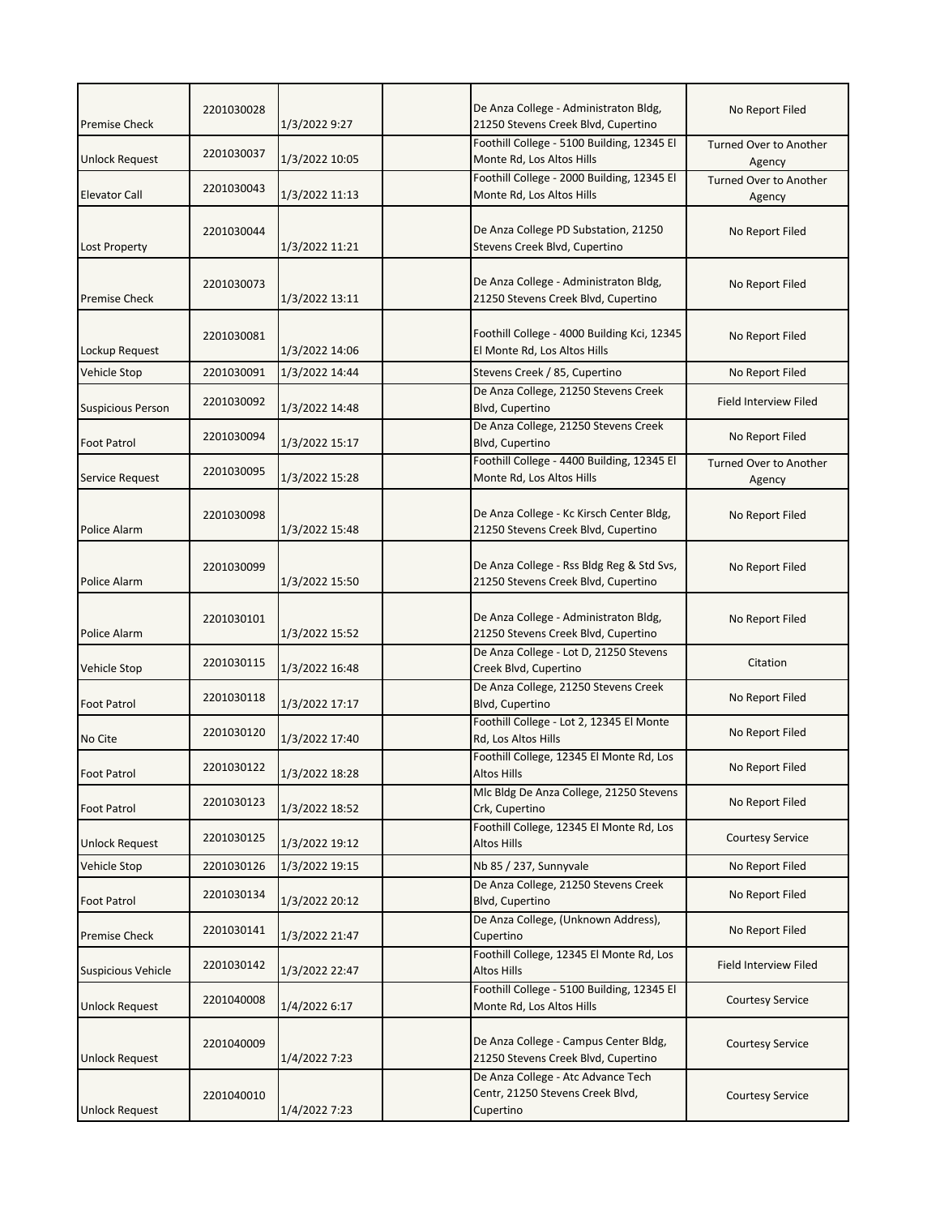| | | | | | |
|---|---|---|---|---|---|
| Premise Check | 2201030028 | 1/3/2022 9:27 | | De Anza College - Administraton Bldg, 21250 Stevens Creek Blvd, Cupertino | No Report Filed |
| Unlock Request | 2201030037 | 1/3/2022 10:05 | | Foothill College - 5100 Building, 12345 El Monte Rd, Los Altos Hills | Turned Over to Another Agency |
| Elevator Call | 2201030043 | 1/3/2022 11:13 | | Foothill College - 2000 Building, 12345 El Monte Rd, Los Altos Hills | Turned Over to Another Agency |
| Lost Property | 2201030044 | 1/3/2022 11:21 | | De Anza College PD Substation, 21250 Stevens Creek Blvd, Cupertino | No Report Filed |
| Premise Check | 2201030073 | 1/3/2022 13:11 | | De Anza College - Administraton Bldg, 21250 Stevens Creek Blvd, Cupertino | No Report Filed |
| Lockup Request | 2201030081 | 1/3/2022 14:06 | | Foothill College - 4000 Building Kci, 12345 El Monte Rd, Los Altos Hills | No Report Filed |
| Vehicle Stop | 2201030091 | 1/3/2022 14:44 | | Stevens Creek / 85, Cupertino | No Report Filed |
| Suspicious Person | 2201030092 | 1/3/2022 14:48 | | De Anza College, 21250 Stevens Creek Blvd, Cupertino | Field Interview Filed |
| Foot Patrol | 2201030094 | 1/3/2022 15:17 | | De Anza College, 21250 Stevens Creek Blvd, Cupertino | No Report Filed |
| Service Request | 2201030095 | 1/3/2022 15:28 | | Foothill College - 4400 Building, 12345 El Monte Rd, Los Altos Hills | Turned Over to Another Agency |
| Police Alarm | 2201030098 | 1/3/2022 15:48 | | De Anza College - Kc Kirsch Center Bldg, 21250 Stevens Creek Blvd, Cupertino | No Report Filed |
| Police Alarm | 2201030099 | 1/3/2022 15:50 | | De Anza College - Rss Bldg Reg & Std Svs, 21250 Stevens Creek Blvd, Cupertino | No Report Filed |
| Police Alarm | 2201030101 | 1/3/2022 15:52 | | De Anza College - Administraton Bldg, 21250 Stevens Creek Blvd, Cupertino | No Report Filed |
| Vehicle Stop | 2201030115 | 1/3/2022 16:48 | | De Anza College - Lot D, 21250 Stevens Creek Blvd, Cupertino | Citation |
| Foot Patrol | 2201030118 | 1/3/2022 17:17 | | De Anza College, 21250 Stevens Creek Blvd, Cupertino | No Report Filed |
| No Cite | 2201030120 | 1/3/2022 17:40 | | Foothill College - Lot 2, 12345 El Monte Rd, Los Altos Hills | No Report Filed |
| Foot Patrol | 2201030122 | 1/3/2022 18:28 | | Foothill College, 12345 El Monte Rd, Los Altos Hills | No Report Filed |
| Foot Patrol | 2201030123 | 1/3/2022 18:52 | | Mlc Bldg De Anza College, 21250 Stevens Crk, Cupertino | No Report Filed |
| Unlock Request | 2201030125 | 1/3/2022 19:12 | | Foothill College, 12345 El Monte Rd, Los Altos Hills | Courtesy Service |
| Vehicle Stop | 2201030126 | 1/3/2022 19:15 | | Nb 85 / 237, Sunnyvale | No Report Filed |
| Foot Patrol | 2201030134 | 1/3/2022 20:12 | | De Anza College, 21250 Stevens Creek Blvd, Cupertino | No Report Filed |
| Premise Check | 2201030141 | 1/3/2022 21:47 | | De Anza College, (Unknown Address), Cupertino | No Report Filed |
| Suspicious Vehicle | 2201030142 | 1/3/2022 22:47 | | Foothill College, 12345 El Monte Rd, Los Altos Hills | Field Interview Filed |
| Unlock Request | 2201040008 | 1/4/2022 6:17 | | Foothill College - 5100 Building, 12345 El Monte Rd, Los Altos Hills | Courtesy Service |
| Unlock Request | 2201040009 | 1/4/2022 7:23 | | De Anza College - Campus Center Bldg, 21250 Stevens Creek Blvd, Cupertino | Courtesy Service |
| Unlock Request | 2201040010 | 1/4/2022 7:23 | | De Anza College - Atc Advance Tech Centr, 21250 Stevens Creek Blvd, Cupertino | Courtesy Service |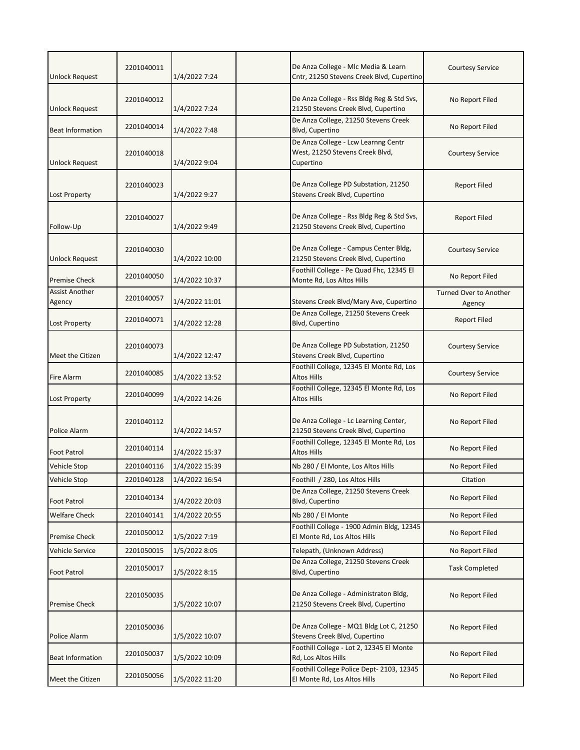| | | | | | |
|---|---|---|---|---|---|
| Unlock Request | 2201040011 | 1/4/2022 7:24 | | De Anza College - Mlc Media & Learn Cntr, 21250 Stevens Creek Blvd, Cupertino | Courtesy Service |
| Unlock Request | 2201040012 | 1/4/2022 7:24 | | De Anza College - Rss Bldg Reg & Std Svs, 21250 Stevens Creek Blvd, Cupertino | No Report Filed |
| Beat Information | 2201040014 | 1/4/2022 7:48 | | De Anza College, 21250 Stevens Creek Blvd, Cupertino | No Report Filed |
| Unlock Request | 2201040018 | 1/4/2022 9:04 | | De Anza College - Lcw Learnng Centr West, 21250 Stevens Creek Blvd, Cupertino | Courtesy Service |
| Lost Property | 2201040023 | 1/4/2022 9:27 | | De Anza College PD Substation, 21250 Stevens Creek Blvd, Cupertino | Report Filed |
| Follow-Up | 2201040027 | 1/4/2022 9:49 | | De Anza College - Rss Bldg Reg & Std Svs, 21250 Stevens Creek Blvd, Cupertino | Report Filed |
| Unlock Request | 2201040030 | 1/4/2022 10:00 | | De Anza College - Campus Center Bldg, 21250 Stevens Creek Blvd, Cupertino | Courtesy Service |
| Premise Check | 2201040050 | 1/4/2022 10:37 | | Foothill College - Pe Quad Fhc, 12345 El Monte Rd, Los Altos Hills | No Report Filed |
| Assist Another Agency | 2201040057 | 1/4/2022 11:01 | | Stevens Creek Blvd/Mary Ave, Cupertino | Turned Over to Another Agency |
| Lost Property | 2201040071 | 1/4/2022 12:28 | | De Anza College, 21250 Stevens Creek Blvd, Cupertino | Report Filed |
| Meet the Citizen | 2201040073 | 1/4/2022 12:47 | | De Anza College PD Substation, 21250 Stevens Creek Blvd, Cupertino | Courtesy Service |
| Fire Alarm | 2201040085 | 1/4/2022 13:52 | | Foothill College, 12345 El Monte Rd, Los Altos Hills | Courtesy Service |
| Lost Property | 2201040099 | 1/4/2022 14:26 | | Foothill College, 12345 El Monte Rd, Los Altos Hills | No Report Filed |
| Police Alarm | 2201040112 | 1/4/2022 14:57 | | De Anza College - Lc Learning Center, 21250 Stevens Creek Blvd, Cupertino | No Report Filed |
| Foot Patrol | 2201040114 | 1/4/2022 15:37 | | Foothill College, 12345 El Monte Rd, Los Altos Hills | No Report Filed |
| Vehicle Stop | 2201040116 | 1/4/2022 15:39 | | Nb 280 / El Monte, Los Altos Hills | No Report Filed |
| Vehicle Stop | 2201040128 | 1/4/2022 16:54 | | Foothill / 280, Los Altos Hills | Citation |
| Foot Patrol | 2201040134 | 1/4/2022 20:03 | | De Anza College, 21250 Stevens Creek Blvd, Cupertino | No Report Filed |
| Welfare Check | 2201040141 | 1/4/2022 20:55 | | Nb 280 / El Monte | No Report Filed |
| Premise Check | 2201050012 | 1/5/2022 7:19 | | Foothill College - 1900 Admin Bldg, 12345 El Monte Rd, Los Altos Hills | No Report Filed |
| Vehicle Service | 2201050015 | 1/5/2022 8:05 | | Telepath, (Unknown Address) | No Report Filed |
| Foot Patrol | 2201050017 | 1/5/2022 8:15 | | De Anza College, 21250 Stevens Creek Blvd, Cupertino | Task Completed |
| Premise Check | 2201050035 | 1/5/2022 10:07 | | De Anza College - Administraton Bldg, 21250 Stevens Creek Blvd, Cupertino | No Report Filed |
| Police Alarm | 2201050036 | 1/5/2022 10:07 | | De Anza College - MQ1 Bldg Lot C, 21250 Stevens Creek Blvd, Cupertino | No Report Filed |
| Beat Information | 2201050037 | 1/5/2022 10:09 | | Foothill College - Lot 2, 12345 El Monte Rd, Los Altos Hills | No Report Filed |
| Meet the Citizen | 2201050056 | 1/5/2022 11:20 | | Foothill College Police Dept- 2103, 12345 El Monte Rd, Los Altos Hills | No Report Filed |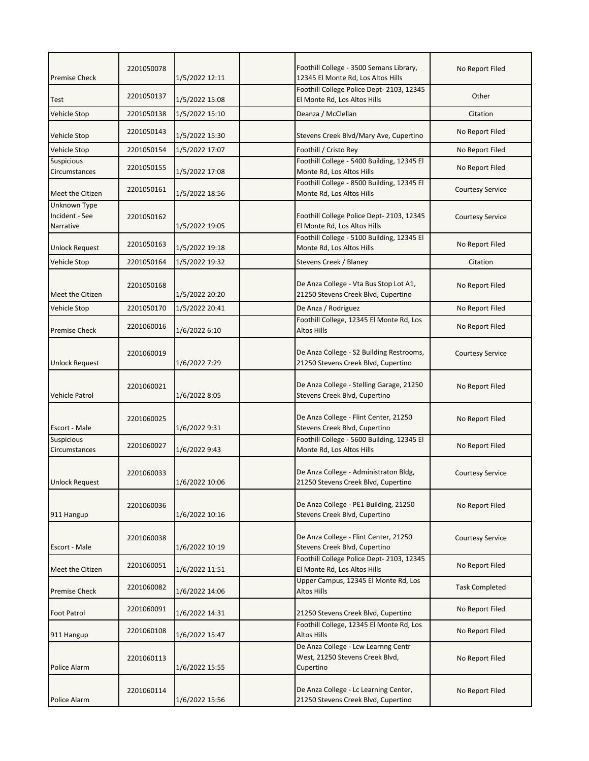| Premise Check | 2201050078 | 1/5/2022 12:11 | | Foothill College - 3500 Semans Library, 12345 El Monte Rd, Los Altos Hills | No Report Filed |
|---|---|---|---|---|---|
| Test | 2201050137 | 1/5/2022 15:08 | | Foothill College Police Dept- 2103, 12345 El Monte Rd, Los Altos Hills | Other |
| Vehicle Stop | 2201050138 | 1/5/2022 15:10 | | Deanza / McClellan | Citation |
| Vehicle Stop | 2201050143 | 1/5/2022 15:30 | | Stevens Creek Blvd/Mary Ave, Cupertino | No Report Filed |
| Vehicle Stop | 2201050154 | 1/5/2022 17:07 | | Foothill / Cristo Rey | No Report Filed |
| Suspicious Circumstances | 2201050155 | 1/5/2022 17:08 | | Foothill College - 5400 Building, 12345 El Monte Rd, Los Altos Hills | No Report Filed |
| Meet the Citizen | 2201050161 | 1/5/2022 18:56 | | Foothill College - 8500 Building, 12345 El Monte Rd, Los Altos Hills | Courtesy Service |
| Unknown Type Incident - See Narrative | 2201050162 | 1/5/2022 19:05 | | Foothill College Police Dept- 2103, 12345 El Monte Rd, Los Altos Hills | Courtesy Service |
| Unlock Request | 2201050163 | 1/5/2022 19:18 | | Foothill College - 5100 Building, 12345 El Monte Rd, Los Altos Hills | No Report Filed |
| Vehicle Stop | 2201050164 | 1/5/2022 19:32 | | Stevens Creek / Blaney | Citation |
| Meet the Citizen | 2201050168 | 1/5/2022 20:20 | | De Anza College - Vta Bus Stop Lot A1, 21250 Stevens Creek Blvd, Cupertino | No Report Filed |
| Vehicle Stop | 2201050170 | 1/5/2022 20:41 | | De Anza / Rodriguez | No Report Filed |
| Premise Check | 2201060016 | 1/6/2022 6:10 | | Foothill College, 12345 El Monte Rd, Los Altos Hills | No Report Filed |
| Unlock Request | 2201060019 | 1/6/2022 7:29 | | De Anza College - S2 Building Restrooms, 21250 Stevens Creek Blvd, Cupertino | Courtesy Service |
| Vehicle Patrol | 2201060021 | 1/6/2022 8:05 | | De Anza College - Stelling Garage, 21250 Stevens Creek Blvd, Cupertino | No Report Filed |
| Escort - Male | 2201060025 | 1/6/2022 9:31 | | De Anza College - Flint Center, 21250 Stevens Creek Blvd, Cupertino | No Report Filed |
| Suspicious Circumstances | 2201060027 | 1/6/2022 9:43 | | Foothill College - 5600 Building, 12345 El Monte Rd, Los Altos Hills | No Report Filed |
| Unlock Request | 2201060033 | 1/6/2022 10:06 | | De Anza College - Administraton Bldg, 21250 Stevens Creek Blvd, Cupertino | Courtesy Service |
| 911 Hangup | 2201060036 | 1/6/2022 10:16 | | De Anza College - PE1 Building, 21250 Stevens Creek Blvd, Cupertino | No Report Filed |
| Escort - Male | 2201060038 | 1/6/2022 10:19 | | De Anza College - Flint Center, 21250 Stevens Creek Blvd, Cupertino | Courtesy Service |
| Meet the Citizen | 2201060051 | 1/6/2022 11:51 | | Foothill College Police Dept- 2103, 12345 El Monte Rd, Los Altos Hills | No Report Filed |
| Premise Check | 2201060082 | 1/6/2022 14:06 | | Upper Campus, 12345 El Monte Rd, Los Altos Hills | Task Completed |
| Foot Patrol | 2201060091 | 1/6/2022 14:31 | | 21250 Stevens Creek Blvd, Cupertino | No Report Filed |
| 911 Hangup | 2201060108 | 1/6/2022 15:47 | | Foothill College, 12345 El Monte Rd, Los Altos Hills | No Report Filed |
| Police Alarm | 2201060113 | 1/6/2022 15:55 | | De Anza College - Lcw Learnng Centr West, 21250 Stevens Creek Blvd, Cupertino | No Report Filed |
| Police Alarm | 2201060114 | 1/6/2022 15:56 | | De Anza College - Lc Learning Center, 21250 Stevens Creek Blvd, Cupertino | No Report Filed |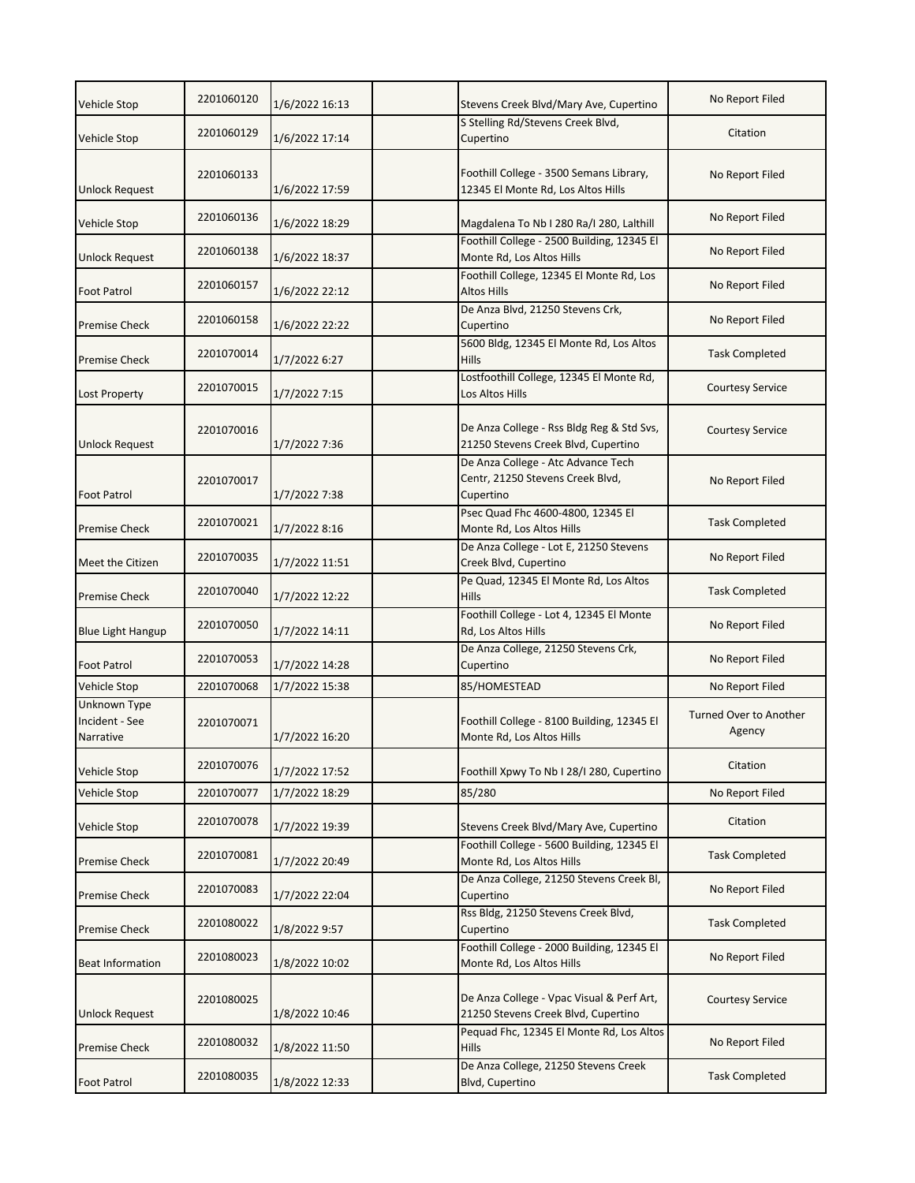| | | | | | |
|---|---|---|---|---|---|
| Vehicle Stop | 2201060120 | 1/6/2022 16:13 | | Stevens Creek Blvd/Mary Ave, Cupertino | No Report Filed |
| Vehicle Stop | 2201060129 | 1/6/2022 17:14 | | S Stelling Rd/Stevens Creek Blvd, Cupertino | Citation |
| Unlock Request | 2201060133 | 1/6/2022 17:59 | | Foothill College - 3500 Semans Library, 12345 El Monte Rd, Los Altos Hills | No Report Filed |
| Vehicle Stop | 2201060136 | 1/6/2022 18:29 | | Magdalena To Nb I 280 Ra/I 280, Lalthill | No Report Filed |
| Unlock Request | 2201060138 | 1/6/2022 18:37 | | Foothill College - 2500 Building, 12345 El Monte Rd, Los Altos Hills | No Report Filed |
| Foot Patrol | 2201060157 | 1/6/2022 22:12 | | Foothill College, 12345 El Monte Rd, Los Altos Hills | No Report Filed |
| Premise Check | 2201060158 | 1/6/2022 22:22 | | De Anza Blvd, 21250 Stevens Crk, Cupertino | No Report Filed |
| Premise Check | 2201070014 | 1/7/2022 6:27 | | 5600 Bldg, 12345 El Monte Rd, Los Altos Hills | Task Completed |
| Lost Property | 2201070015 | 1/7/2022 7:15 | | Lostfoothill College, 12345 El Monte Rd, Los Altos Hills | Courtesy Service |
| Unlock Request | 2201070016 | 1/7/2022 7:36 | | De Anza College - Rss Bldg Reg & Std Svs, 21250 Stevens Creek Blvd, Cupertino | Courtesy Service |
| Foot Patrol | 2201070017 | 1/7/2022 7:38 | | De Anza College - Atc Advance Tech Centr, 21250 Stevens Creek Blvd, Cupertino | No Report Filed |
| Premise Check | 2201070021 | 1/7/2022 8:16 | | Psec Quad Fhc 4600-4800, 12345 El Monte Rd, Los Altos Hills | Task Completed |
| Meet the Citizen | 2201070035 | 1/7/2022 11:51 | | De Anza College - Lot E, 21250 Stevens Creek Blvd, Cupertino | No Report Filed |
| Premise Check | 2201070040 | 1/7/2022 12:22 | | Pe Quad, 12345 El Monte Rd, Los Altos Hills | Task Completed |
| Blue Light Hangup | 2201070050 | 1/7/2022 14:11 | | Foothill College - Lot 4, 12345 El Monte Rd, Los Altos Hills | No Report Filed |
| Foot Patrol | 2201070053 | 1/7/2022 14:28 | | De Anza College, 21250 Stevens Crk, Cupertino | No Report Filed |
| Vehicle Stop | 2201070068 | 1/7/2022 15:38 | | 85/HOMESTEAD | No Report Filed |
| Unknown Type Incident - See Narrative | 2201070071 | 1/7/2022 16:20 | | Foothill College - 8100 Building, 12345 El Monte Rd, Los Altos Hills | Turned Over to Another Agency |
| Vehicle Stop | 2201070076 | 1/7/2022 17:52 | | Foothill Xpwy To Nb I 28/I 280, Cupertino | Citation |
| Vehicle Stop | 2201070077 | 1/7/2022 18:29 | | 85/280 | No Report Filed |
| Vehicle Stop | 2201070078 | 1/7/2022 19:39 | | Stevens Creek Blvd/Mary Ave, Cupertino | Citation |
| Premise Check | 2201070081 | 1/7/2022 20:49 | | Foothill College - 5600 Building, 12345 El Monte Rd, Los Altos Hills | Task Completed |
| Premise Check | 2201070083 | 1/7/2022 22:04 | | De Anza College, 21250 Stevens Creek Bl, Cupertino | No Report Filed |
| Premise Check | 2201080022 | 1/8/2022 9:57 | | Rss Bldg, 21250 Stevens Creek Blvd, Cupertino | Task Completed |
| Beat Information | 2201080023 | 1/8/2022 10:02 | | Foothill College - 2000 Building, 12345 El Monte Rd, Los Altos Hills | No Report Filed |
| Unlock Request | 2201080025 | 1/8/2022 10:46 | | De Anza College - Vpac Visual & Perf Art, 21250 Stevens Creek Blvd, Cupertino | Courtesy Service |
| Premise Check | 2201080032 | 1/8/2022 11:50 | | Pequad Fhc, 12345 El Monte Rd, Los Altos Hills | No Report Filed |
| Foot Patrol | 2201080035 | 1/8/2022 12:33 | | De Anza College, 21250 Stevens Creek Blvd, Cupertino | Task Completed |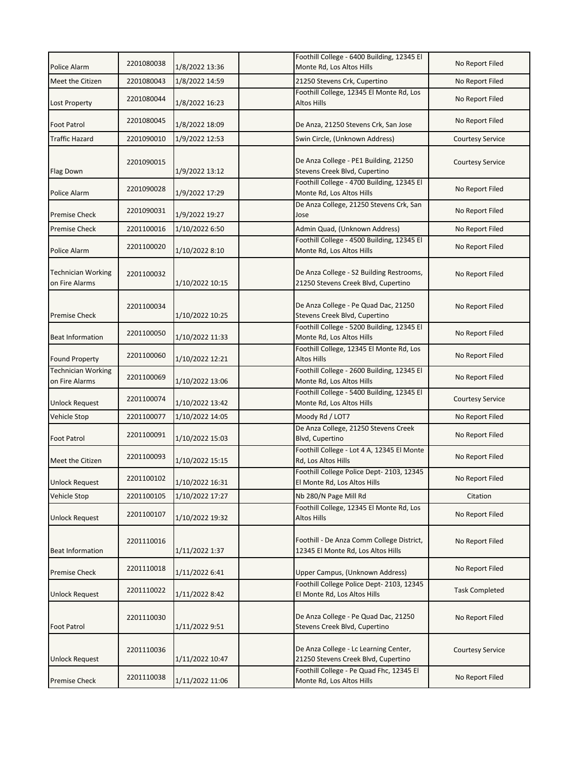| | | | | | |
|---|---|---|---|---|---|
| Police Alarm | 2201080038 | 1/8/2022 13:36 | | Foothill College - 6400 Building, 12345 El Monte Rd, Los Altos Hills | No Report Filed |
| Meet the Citizen | 2201080043 | 1/8/2022 14:59 | | 21250 Stevens Crk, Cupertino | No Report Filed |
| Lost Property | 2201080044 | 1/8/2022 16:23 | | Foothill College, 12345 El Monte Rd, Los Altos Hills | No Report Filed |
| Foot Patrol | 2201080045 | 1/8/2022 18:09 | | De Anza, 21250 Stevens Crk, San Jose | No Report Filed |
| Traffic Hazard | 2201090010 | 1/9/2022 12:53 | | Swin Circle, (Unknown Address) | Courtesy Service |
| Flag Down | 2201090015 | 1/9/2022 13:12 | | De Anza College - PE1 Building, 21250 Stevens Creek Blvd, Cupertino | Courtesy Service |
| Police Alarm | 2201090028 | 1/9/2022 17:29 | | Foothill College - 4700 Building, 12345 El Monte Rd, Los Altos Hills | No Report Filed |
| Premise Check | 2201090031 | 1/9/2022 19:27 | | De Anza College, 21250 Stevens Crk, San Jose | No Report Filed |
| Premise Check | 2201100016 | 1/10/2022 6:50 | | Admin Quad, (Unknown Address) | No Report Filed |
| Police Alarm | 2201100020 | 1/10/2022 8:10 | | Foothill College - 4500 Building, 12345 El Monte Rd, Los Altos Hills | No Report Filed |
| Technician Working on Fire Alarms | 2201100032 | 1/10/2022 10:15 | | De Anza College - S2 Building Restrooms, 21250 Stevens Creek Blvd, Cupertino | No Report Filed |
| Premise Check | 2201100034 | 1/10/2022 10:25 | | De Anza College - Pe Quad Dac, 21250 Stevens Creek Blvd, Cupertino | No Report Filed |
| Beat Information | 2201100050 | 1/10/2022 11:33 | | Foothill College - 5200 Building, 12345 El Monte Rd, Los Altos Hills | No Report Filed |
| Found Property | 2201100060 | 1/10/2022 12:21 | | Foothill College, 12345 El Monte Rd, Los Altos Hills | No Report Filed |
| Technician Working on Fire Alarms | 2201100069 | 1/10/2022 13:06 | | Foothill College - 2600 Building, 12345 El Monte Rd, Los Altos Hills | No Report Filed |
| Unlock Request | 2201100074 | 1/10/2022 13:42 | | Foothill College - 5400 Building, 12345 El Monte Rd, Los Altos Hills | Courtesy Service |
| Vehicle Stop | 2201100077 | 1/10/2022 14:05 | | Moody Rd / LOT7 | No Report Filed |
| Foot Patrol | 2201100091 | 1/10/2022 15:03 | | De Anza College, 21250 Stevens Creek Blvd, Cupertino | No Report Filed |
| Meet the Citizen | 2201100093 | 1/10/2022 15:15 | | Foothill College - Lot 4 A, 12345 El Monte Rd, Los Altos Hills | No Report Filed |
| Unlock Request | 2201100102 | 1/10/2022 16:31 | | Foothill College Police Dept- 2103, 12345 El Monte Rd, Los Altos Hills | No Report Filed |
| Vehicle Stop | 2201100105 | 1/10/2022 17:27 | | Nb 280/N Page Mill Rd | Citation |
| Unlock Request | 2201100107 | 1/10/2022 19:32 | | Foothill College, 12345 El Monte Rd, Los Altos Hills | No Report Filed |
| Beat Information | 2201110016 | 1/11/2022 1:37 | | Foothill - De Anza Comm College District, 12345 El Monte Rd, Los Altos Hills | No Report Filed |
| Premise Check | 2201110018 | 1/11/2022 6:41 | | Upper Campus, (Unknown Address) | No Report Filed |
| Unlock Request | 2201110022 | 1/11/2022 8:42 | | Foothill College Police Dept- 2103, 12345 El Monte Rd, Los Altos Hills | Task Completed |
| Foot Patrol | 2201110030 | 1/11/2022 9:51 | | De Anza College - Pe Quad Dac, 21250 Stevens Creek Blvd, Cupertino | No Report Filed |
| Unlock Request | 2201110036 | 1/11/2022 10:47 | | De Anza College - Lc Learning Center, 21250 Stevens Creek Blvd, Cupertino | Courtesy Service |
| Premise Check | 2201110038 | 1/11/2022 11:06 | | Foothill College - Pe Quad Fhc, 12345 El Monte Rd, Los Altos Hills | No Report Filed |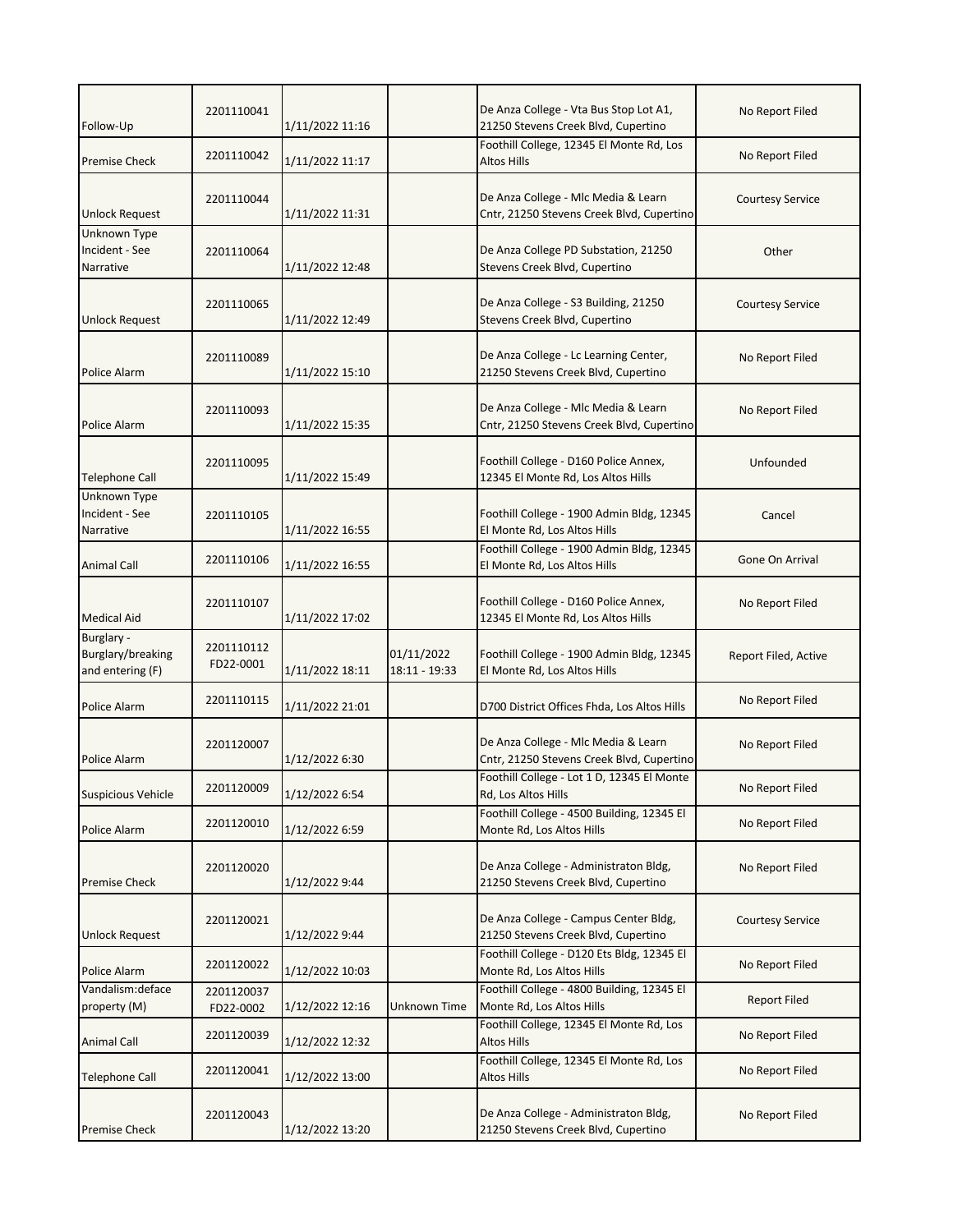| | | | | | |
|---|---|---|---|---|---|
| Follow-Up | 2201110041 | 1/11/2022 11:16 | | De Anza College - Vta Bus Stop Lot A1, 21250 Stevens Creek Blvd, Cupertino | No Report Filed |
| Premise Check | 2201110042 | 1/11/2022 11:17 | | Foothill College, 12345 El Monte Rd, Los Altos Hills | No Report Filed |
| Unlock Request | 2201110044 | 1/11/2022 11:31 | | De Anza College - Mlc Media & Learn Cntr, 21250 Stevens Creek Blvd, Cupertino | Courtesy Service |
| Unknown Type Incident - See Narrative | 2201110064 | 1/11/2022 12:48 | | De Anza College PD Substation, 21250 Stevens Creek Blvd, Cupertino | Other |
| Unlock Request | 2201110065 | 1/11/2022 12:49 | | De Anza College - S3 Building, 21250 Stevens Creek Blvd, Cupertino | Courtesy Service |
| Police Alarm | 2201110089 | 1/11/2022 15:10 | | De Anza College - Lc Learning Center, 21250 Stevens Creek Blvd, Cupertino | No Report Filed |
| Police Alarm | 2201110093 | 1/11/2022 15:35 | | De Anza College - Mlc Media & Learn Cntr, 21250 Stevens Creek Blvd, Cupertino | No Report Filed |
| Telephone Call | 2201110095 | 1/11/2022 15:49 | | Foothill College - D160 Police Annex, 12345 El Monte Rd, Los Altos Hills | Unfounded |
| Unknown Type Incident - See Narrative | 2201110105 | 1/11/2022 16:55 | | Foothill College - 1900 Admin Bldg, 12345 El Monte Rd, Los Altos Hills | Cancel |
| Animal Call | 2201110106 | 1/11/2022 16:55 | | Foothill College - 1900 Admin Bldg, 12345 El Monte Rd, Los Altos Hills | Gone On Arrival |
| Medical Aid | 2201110107 | 1/11/2022 17:02 | | Foothill College - D160 Police Annex, 12345 El Monte Rd, Los Altos Hills | No Report Filed |
| Burglary - Burglary/breaking and entering (F) | 2201110112 FD22-0001 | 1/11/2022 18:11 | 01/11/2022 18:11 - 19:33 | Foothill College - 1900 Admin Bldg, 12345 El Monte Rd, Los Altos Hills | Report Filed, Active |
| Police Alarm | 2201110115 | 1/11/2022 21:01 | | D700 District Offices Fhda, Los Altos Hills | No Report Filed |
| Police Alarm | 2201120007 | 1/12/2022 6:30 | | De Anza College - Mlc Media & Learn Cntr, 21250 Stevens Creek Blvd, Cupertino | No Report Filed |
| Suspicious Vehicle | 2201120009 | 1/12/2022 6:54 | | Foothill College - Lot 1 D, 12345 El Monte Rd, Los Altos Hills | No Report Filed |
| Police Alarm | 2201120010 | 1/12/2022 6:59 | | Foothill College - 4500 Building, 12345 El Monte Rd, Los Altos Hills | No Report Filed |
| Premise Check | 2201120020 | 1/12/2022 9:44 | | De Anza College - Administraton Bldg, 21250 Stevens Creek Blvd, Cupertino | No Report Filed |
| Unlock Request | 2201120021 | 1/12/2022 9:44 | | De Anza College - Campus Center Bldg, 21250 Stevens Creek Blvd, Cupertino | Courtesy Service |
| Police Alarm | 2201120022 | 1/12/2022 10:03 | | Foothill College - D120 Ets Bldg, 12345 El Monte Rd, Los Altos Hills | No Report Filed |
| Vandalism:deface property (M) | 2201120037 FD22-0002 | 1/12/2022 12:16 | Unknown Time | Foothill College - 4800 Building, 12345 El Monte Rd, Los Altos Hills | Report Filed |
| Animal Call | 2201120039 | 1/12/2022 12:32 | | Foothill College, 12345 El Monte Rd, Los Altos Hills | No Report Filed |
| Telephone Call | 2201120041 | 1/12/2022 13:00 | | Foothill College, 12345 El Monte Rd, Los Altos Hills | No Report Filed |
| Premise Check | 2201120043 | 1/12/2022 13:20 | | De Anza College - Administraton Bldg, 21250 Stevens Creek Blvd, Cupertino | No Report Filed |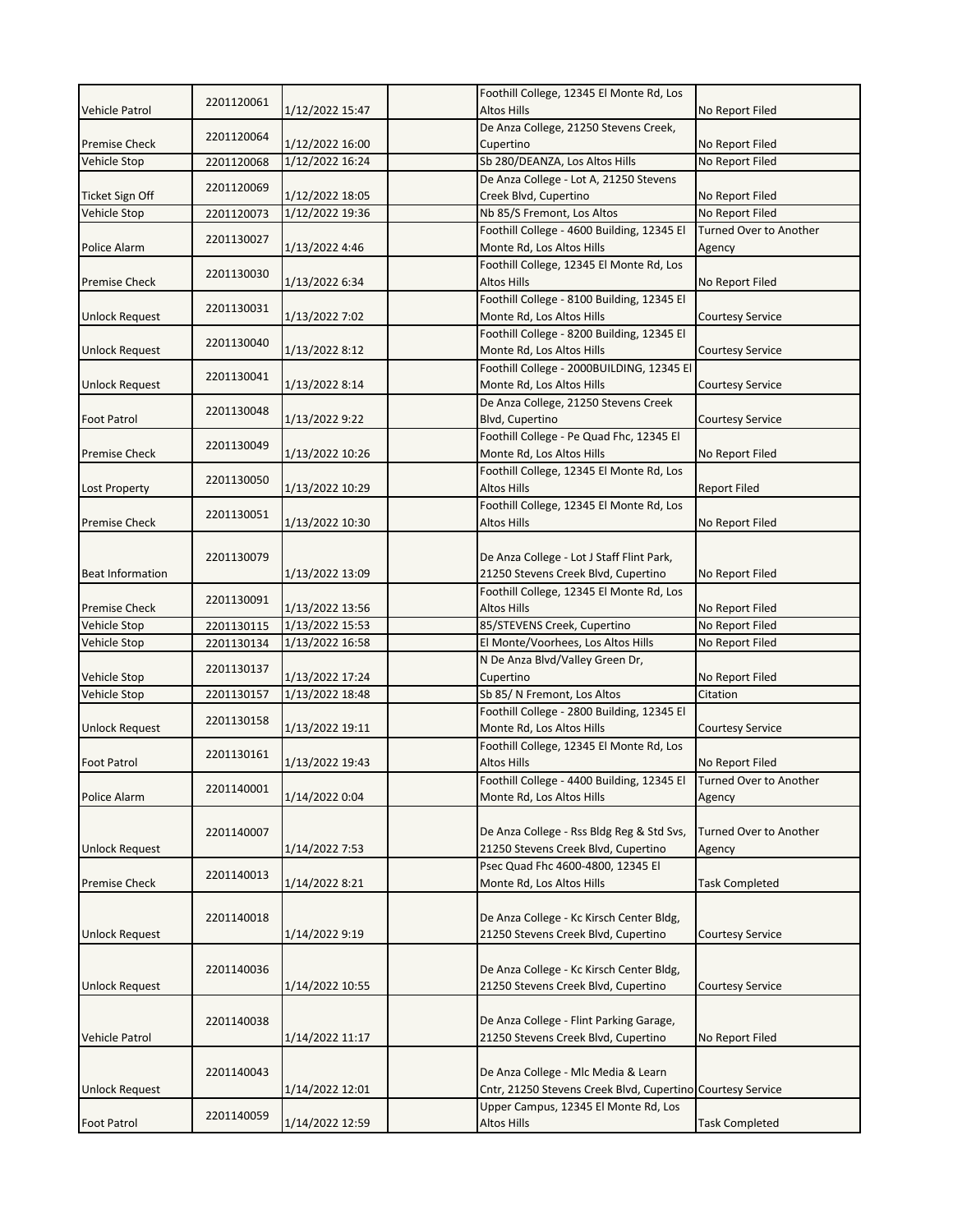| | | | | | |
|---|---|---|---|---|---|
| Vehicle Patrol | 2201120061 | 1/12/2022 15:47 | | Foothill College, 12345 El Monte Rd, Los Altos Hills | No Report Filed |
| Premise Check | 2201120064 | 1/12/2022 16:00 | | De Anza College, 21250 Stevens Creek, Cupertino | No Report Filed |
| Vehicle Stop | 2201120068 | 1/12/2022 16:24 | | Sb 280/DEANZA, Los Altos Hills | No Report Filed |
| Ticket Sign Off | 2201120069 | 1/12/2022 18:05 | | De Anza College - Lot A, 21250 Stevens Creek Blvd, Cupertino | No Report Filed |
| Vehicle Stop | 2201120073 | 1/12/2022 19:36 | | Nb 85/S Fremont, Los Altos | No Report Filed |
| Police Alarm | 2201130027 | 1/13/2022 4:46 | | Foothill College - 4600 Building, 12345 El Monte Rd, Los Altos Hills | Turned Over to Another Agency |
| Premise Check | 2201130030 | 1/13/2022 6:34 | | Foothill College, 12345 El Monte Rd, Los Altos Hills | No Report Filed |
| Unlock Request | 2201130031 | 1/13/2022 7:02 | | Foothill College - 8100 Building, 12345 El Monte Rd, Los Altos Hills | Courtesy Service |
| Unlock Request | 2201130040 | 1/13/2022 8:12 | | Foothill College - 8200 Building, 12345 El Monte Rd, Los Altos Hills | Courtesy Service |
| Unlock Request | 2201130041 | 1/13/2022 8:14 | | Foothill College - 2000BUILDING, 12345 El Monte Rd, Los Altos Hills | Courtesy Service |
| Foot Patrol | 2201130048 | 1/13/2022 9:22 | | De Anza College, 21250 Stevens Creek Blvd, Cupertino | Courtesy Service |
| Premise Check | 2201130049 | 1/13/2022 10:26 | | Foothill College - Pe Quad Fhc, 12345 El Monte Rd, Los Altos Hills | No Report Filed |
| Lost Property | 2201130050 | 1/13/2022 10:29 | | Foothill College, 12345 El Monte Rd, Los Altos Hills | Report Filed |
| Premise Check | 2201130051 | 1/13/2022 10:30 | | Foothill College, 12345 El Monte Rd, Los Altos Hills | No Report Filed |
| Beat Information | 2201130079 | 1/13/2022 13:09 | | De Anza College - Lot J Staff Flint Park, 21250 Stevens Creek Blvd, Cupertino | No Report Filed |
| Premise Check | 2201130091 | 1/13/2022 13:56 | | Foothill College, 12345 El Monte Rd, Los Altos Hills | No Report Filed |
| Vehicle Stop | 2201130115 | 1/13/2022 15:53 | | 85/STEVENS Creek, Cupertino | No Report Filed |
| Vehicle Stop | 2201130134 | 1/13/2022 16:58 | | El Monte/Voorhees, Los Altos Hills | No Report Filed |
| Vehicle Stop | 2201130137 | 1/13/2022 17:24 | | N De Anza Blvd/Valley Green Dr, Cupertino | No Report Filed |
| Vehicle Stop | 2201130157 | 1/13/2022 18:48 | | Sb 85/ N Fremont, Los Altos | Citation |
| Unlock Request | 2201130158 | 1/13/2022 19:11 | | Foothill College - 2800 Building, 12345 El Monte Rd, Los Altos Hills | Courtesy Service |
| Foot Patrol | 2201130161 | 1/13/2022 19:43 | | Foothill College, 12345 El Monte Rd, Los Altos Hills | No Report Filed |
| Police Alarm | 2201140001 | 1/14/2022 0:04 | | Foothill College - 4400 Building, 12345 El Monte Rd, Los Altos Hills | Turned Over to Another Agency |
| Unlock Request | 2201140007 | 1/14/2022 7:53 | | De Anza College - Rss Bldg Reg & Std Svs, 21250 Stevens Creek Blvd, Cupertino | Turned Over to Another Agency |
| Premise Check | 2201140013 | 1/14/2022 8:21 | | Psec Quad Fhc 4600-4800, 12345 El Monte Rd, Los Altos Hills | Task Completed |
| Unlock Request | 2201140018 | 1/14/2022 9:19 | | De Anza College - Kc Kirsch Center Bldg, 21250 Stevens Creek Blvd, Cupertino | Courtesy Service |
| Unlock Request | 2201140036 | 1/14/2022 10:55 | | De Anza College - Kc Kirsch Center Bldg, 21250 Stevens Creek Blvd, Cupertino | Courtesy Service |
| Vehicle Patrol | 2201140038 | 1/14/2022 11:17 | | De Anza College - Flint Parking Garage, 21250 Stevens Creek Blvd, Cupertino | No Report Filed |
| Unlock Request | 2201140043 | 1/14/2022 12:01 | | De Anza College - Mlc Media & Learn Cntr, 21250 Stevens Creek Blvd, Cupertino | Courtesy Service |
| Foot Patrol | 2201140059 | 1/14/2022 12:59 | | Upper Campus, 12345 El Monte Rd, Los Altos Hills | Task Completed |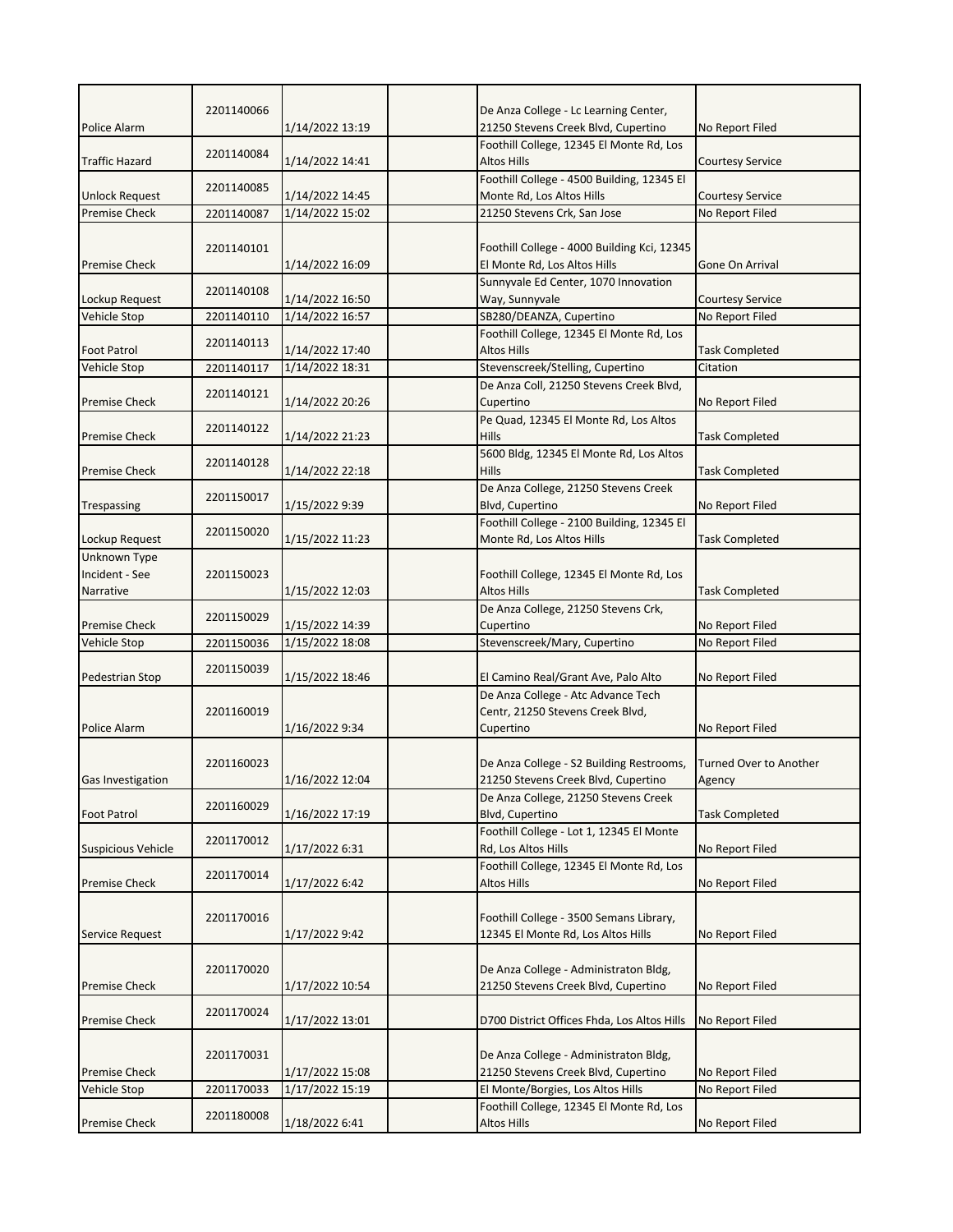| | | | | | |
|---|---|---|---|---|---|
| Police Alarm | 2201140066 | 1/14/2022 13:19 | | De Anza College - Lc Learning Center, 21250 Stevens Creek Blvd, Cupertino | No Report Filed |
| Traffic Hazard | 2201140084 | 1/14/2022 14:41 | | Foothill College, 12345 El Monte Rd, Los Altos Hills | Courtesy Service |
| Unlock Request | 2201140085 | 1/14/2022 14:45 | | Foothill College - 4500 Building, 12345 El Monte Rd, Los Altos Hills | Courtesy Service |
| Premise Check | 2201140087 | 1/14/2022 15:02 | | 21250 Stevens Crk, San Jose | No Report Filed |
| Premise Check | 2201140101 | 1/14/2022 16:09 | | Foothill College - 4000 Building Kci, 12345 El Monte Rd, Los Altos Hills | Gone On Arrival |
| Lockup Request | 2201140108 | 1/14/2022 16:50 | | Sunnyvale Ed Center, 1070 Innovation Way, Sunnyvale | Courtesy Service |
| Vehicle Stop | 2201140110 | 1/14/2022 16:57 | | SB280/DEANZA, Cupertino | No Report Filed |
| Foot Patrol | 2201140113 | 1/14/2022 17:40 | | Foothill College, 12345 El Monte Rd, Los Altos Hills | Task Completed |
| Vehicle Stop | 2201140117 | 1/14/2022 18:31 | | Stevenscreek/Stelling, Cupertino | Citation |
| Premise Check | 2201140121 | 1/14/2022 20:26 | | De Anza Coll, 21250 Stevens Creek Blvd, Cupertino | No Report Filed |
| Premise Check | 2201140122 | 1/14/2022 21:23 | | Pe Quad, 12345 El Monte Rd, Los Altos Hills | Task Completed |
| Premise Check | 2201140128 | 1/14/2022 22:18 | | 5600 Bldg, 12345 El Monte Rd, Los Altos Hills | Task Completed |
| Trespassing | 2201150017 | 1/15/2022 9:39 | | De Anza College, 21250 Stevens Creek Blvd, Cupertino | No Report Filed |
| Lockup Request | 2201150020 | 1/15/2022 11:23 | | Foothill College - 2100 Building, 12345 El Monte Rd, Los Altos Hills | Task Completed |
| Unknown Type Incident - See Narrative | 2201150023 | 1/15/2022 12:03 | | Foothill College, 12345 El Monte Rd, Los Altos Hills | Task Completed |
| Premise Check | 2201150029 | 1/15/2022 14:39 | | De Anza College, 21250 Stevens Crk, Cupertino | No Report Filed |
| Vehicle Stop | 2201150036 | 1/15/2022 18:08 | | Stevenscreek/Mary, Cupertino | No Report Filed |
| Pedestrian Stop | 2201150039 | 1/15/2022 18:46 | | El Camino Real/Grant Ave, Palo Alto | No Report Filed |
| Police Alarm | 2201160019 | 1/16/2022 9:34 | | De Anza College - Atc Advance Tech Centr, 21250 Stevens Creek Blvd, Cupertino | No Report Filed |
| Gas Investigation | 2201160023 | 1/16/2022 12:04 | | De Anza College - S2 Building Restrooms, 21250 Stevens Creek Blvd, Cupertino | Turned Over to Another Agency |
| Foot Patrol | 2201160029 | 1/16/2022 17:19 | | De Anza College, 21250 Stevens Creek Blvd, Cupertino | Task Completed |
| Suspicious Vehicle | 2201170012 | 1/17/2022 6:31 | | Foothill College - Lot 1, 12345 El Monte Rd, Los Altos Hills | No Report Filed |
| Premise Check | 2201170014 | 1/17/2022 6:42 | | Foothill College, 12345 El Monte Rd, Los Altos Hills | No Report Filed |
| Service Request | 2201170016 | 1/17/2022 9:42 | | Foothill College - 3500 Semans Library, 12345 El Monte Rd, Los Altos Hills | No Report Filed |
| Premise Check | 2201170020 | 1/17/2022 10:54 | | De Anza College - Administraton Bldg, 21250 Stevens Creek Blvd, Cupertino | No Report Filed |
| Premise Check | 2201170024 | 1/17/2022 13:01 | | D700 District Offices Fhda, Los Altos Hills | No Report Filed |
| Premise Check | 2201170031 | 1/17/2022 15:08 | | De Anza College - Administraton Bldg, 21250 Stevens Creek Blvd, Cupertino | No Report Filed |
| Vehicle Stop | 2201170033 | 1/17/2022 15:19 | | El Monte/Borgies, Los Altos Hills | No Report Filed |
| Premise Check | 2201180008 | 1/18/2022 6:41 | | Foothill College, 12345 El Monte Rd, Los Altos Hills | No Report Filed |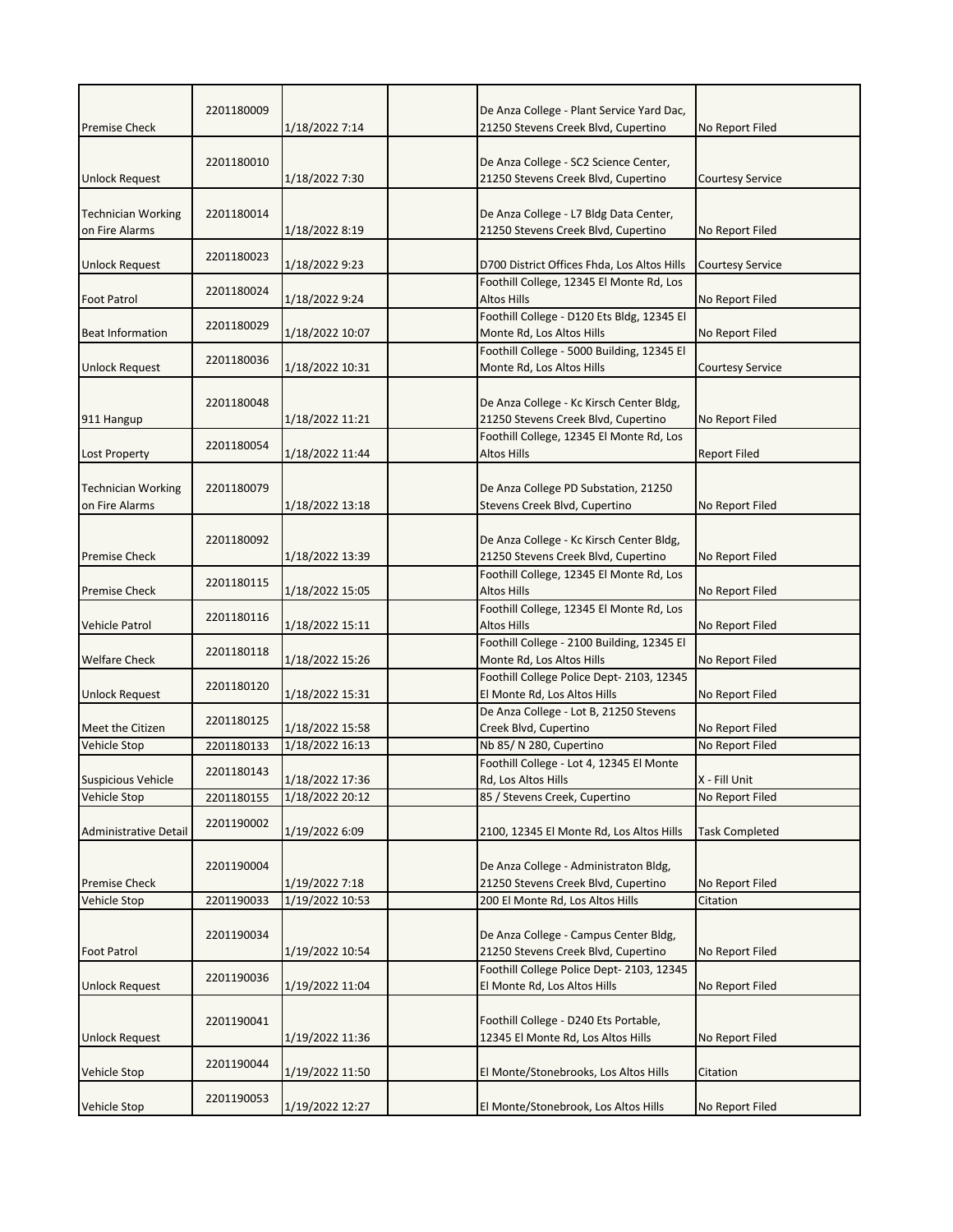| | | | | | |
|---|---|---|---|---|---|
| Premise Check | 2201180009 | 1/18/2022 7:14 | | De Anza College - Plant Service Yard Dac, 21250 Stevens Creek Blvd, Cupertino | No Report Filed |
| Unlock Request | 2201180010 | 1/18/2022 7:30 | | De Anza College - SC2 Science Center, 21250 Stevens Creek Blvd, Cupertino | Courtesy Service |
| Technician Working on Fire Alarms | 2201180014 | 1/18/2022 8:19 | | De Anza College - L7 Bldg Data Center, 21250 Stevens Creek Blvd, Cupertino | No Report Filed |
| Unlock Request | 2201180023 | 1/18/2022 9:23 | | D700 District Offices Fhda, Los Altos Hills | Courtesy Service |
| Foot Patrol | 2201180024 | 1/18/2022 9:24 | | Foothill College, 12345 El Monte Rd, Los Altos Hills | No Report Filed |
| Beat Information | 2201180029 | 1/18/2022 10:07 | | Foothill College - D120 Ets Bldg, 12345 El Monte Rd, Los Altos Hills | No Report Filed |
| Unlock Request | 2201180036 | 1/18/2022 10:31 | | Foothill College - 5000 Building, 12345 El Monte Rd, Los Altos Hills | Courtesy Service |
| 911 Hangup | 2201180048 | 1/18/2022 11:21 | | De Anza College - Kc Kirsch Center Bldg, 21250 Stevens Creek Blvd, Cupertino | No Report Filed |
| Lost Property | 2201180054 | 1/18/2022 11:44 | | Foothill College, 12345 El Monte Rd, Los Altos Hills | Report Filed |
| Technician Working on Fire Alarms | 2201180079 | 1/18/2022 13:18 | | De Anza College PD Substation, 21250 Stevens Creek Blvd, Cupertino | No Report Filed |
| Premise Check | 2201180092 | 1/18/2022 13:39 | | De Anza College - Kc Kirsch Center Bldg, 21250 Stevens Creek Blvd, Cupertino | No Report Filed |
| Premise Check | 2201180115 | 1/18/2022 15:05 | | Foothill College, 12345 El Monte Rd, Los Altos Hills | No Report Filed |
| Vehicle Patrol | 2201180116 | 1/18/2022 15:11 | | Foothill College, 12345 El Monte Rd, Los Altos Hills | No Report Filed |
| Welfare Check | 2201180118 | 1/18/2022 15:26 | | Foothill College - 2100 Building, 12345 El Monte Rd, Los Altos Hills | No Report Filed |
| Unlock Request | 2201180120 | 1/18/2022 15:31 | | Foothill College Police Dept- 2103, 12345 El Monte Rd, Los Altos Hills | No Report Filed |
| Meet the Citizen | 2201180125 | 1/18/2022 15:58 | | De Anza College - Lot B, 21250 Stevens Creek Blvd, Cupertino | No Report Filed |
| Vehicle Stop | 2201180133 | 1/18/2022 16:13 | | Nb 85/ N 280, Cupertino | No Report Filed |
| Suspicious Vehicle | 2201180143 | 1/18/2022 17:36 | | Foothill College - Lot 4, 12345 El Monte Rd, Los Altos Hills | X - Fill Unit |
| Vehicle Stop | 2201180155 | 1/18/2022 20:12 | | 85 / Stevens Creek, Cupertino | No Report Filed |
| Administrative Detail | 2201190002 | 1/19/2022 6:09 | | 2100, 12345 El Monte Rd, Los Altos Hills | Task Completed |
| Premise Check | 2201190004 | 1/19/2022 7:18 | | De Anza College - Administraton Bldg, 21250 Stevens Creek Blvd, Cupertino | No Report Filed |
| Vehicle Stop | 2201190033 | 1/19/2022 10:53 | | 200 El Monte Rd, Los Altos Hills | Citation |
| Foot Patrol | 2201190034 | 1/19/2022 10:54 | | De Anza College - Campus Center Bldg, 21250 Stevens Creek Blvd, Cupertino | No Report Filed |
| Unlock Request | 2201190036 | 1/19/2022 11:04 | | Foothill College Police Dept- 2103, 12345 El Monte Rd, Los Altos Hills | No Report Filed |
| Unlock Request | 2201190041 | 1/19/2022 11:36 | | Foothill College - D240 Ets Portable, 12345 El Monte Rd, Los Altos Hills | No Report Filed |
| Vehicle Stop | 2201190044 | 1/19/2022 11:50 | | El Monte/Stonebrooks, Los Altos Hills | Citation |
| Vehicle Stop | 2201190053 | 1/19/2022 12:27 | | El Monte/Stonebrook, Los Altos Hills | No Report Filed |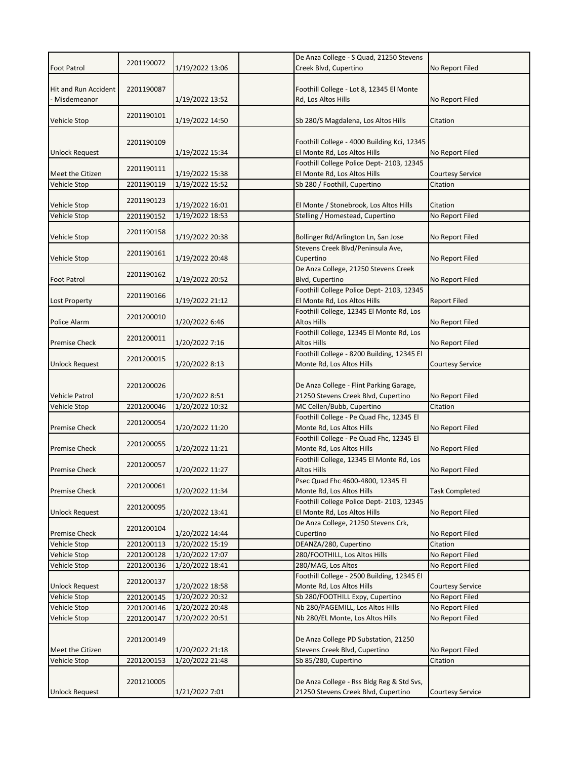| | | | | | |
|---|---|---|---|---|---|
| Foot Patrol | 2201190072 | 1/19/2022 13:06 | | De Anza College - S Quad, 21250 Stevens Creek Blvd, Cupertino | No Report Filed |
| Hit and Run Accident - Misdemeanor | 2201190087 | 1/19/2022 13:52 | | Foothill College - Lot 8, 12345 El Monte Rd, Los Altos Hills | No Report Filed |
| Vehicle Stop | 2201190101 | 1/19/2022 14:50 | | Sb 280/S Magdalena, Los Altos Hills | Citation |
| Unlock Request | 2201190109 | 1/19/2022 15:34 | | Foothill College - 4000 Building Kci, 12345 El Monte Rd, Los Altos Hills | No Report Filed |
| Meet the Citizen | 2201190111 | 1/19/2022 15:38 | | Foothill College Police Dept- 2103, 12345 El Monte Rd, Los Altos Hills | Courtesy Service |
| Vehicle Stop | 2201190119 | 1/19/2022 15:52 | | Sb 280 / Foothill, Cupertino | Citation |
| Vehicle Stop | 2201190123 | 1/19/2022 16:01 | | El Monte / Stonebrook, Los Altos Hills | Citation |
| Vehicle Stop | 2201190152 | 1/19/2022 18:53 | | Stelling / Homestead, Cupertino | No Report Filed |
| Vehicle Stop | 2201190158 | 1/19/2022 20:38 | | Bollinger Rd/Arlington Ln, San Jose | No Report Filed |
| Vehicle Stop | 2201190161 | 1/19/2022 20:48 | | Stevens Creek Blvd/Peninsula Ave, Cupertino | No Report Filed |
| Foot Patrol | 2201190162 | 1/19/2022 20:52 | | De Anza College, 21250 Stevens Creek Blvd, Cupertino | No Report Filed |
| Lost Property | 2201190166 | 1/19/2022 21:12 | | Foothill College Police Dept- 2103, 12345 El Monte Rd, Los Altos Hills | Report Filed |
| Police Alarm | 2201200010 | 1/20/2022 6:46 | | Foothill College, 12345 El Monte Rd, Los Altos Hills | No Report Filed |
| Premise Check | 2201200011 | 1/20/2022 7:16 | | Foothill College, 12345 El Monte Rd, Los Altos Hills | No Report Filed |
| Unlock Request | 2201200015 | 1/20/2022 8:13 | | Foothill College - 8200 Building, 12345 El Monte Rd, Los Altos Hills | Courtesy Service |
| Vehicle Patrol | 2201200026 | 1/20/2022 8:51 | | De Anza College - Flint Parking Garage, 21250 Stevens Creek Blvd, Cupertino | No Report Filed |
| Vehicle Stop | 2201200046 | 1/20/2022 10:32 | | MC Cellen/Bubb, Cupertino | Citation |
| Premise Check | 2201200054 | 1/20/2022 11:20 | | Foothill College - Pe Quad Fhc, 12345 El Monte Rd, Los Altos Hills | No Report Filed |
| Premise Check | 2201200055 | 1/20/2022 11:21 | | Foothill College - Pe Quad Fhc, 12345 El Monte Rd, Los Altos Hills | No Report Filed |
| Premise Check | 2201200057 | 1/20/2022 11:27 | | Foothill College, 12345 El Monte Rd, Los Altos Hills | No Report Filed |
| Premise Check | 2201200061 | 1/20/2022 11:34 | | Psec Quad Fhc 4600-4800, 12345 El Monte Rd, Los Altos Hills | Task Completed |
| Unlock Request | 2201200095 | 1/20/2022 13:41 | | Foothill College Police Dept- 2103, 12345 El Monte Rd, Los Altos Hills | No Report Filed |
| Premise Check | 2201200104 | 1/20/2022 14:44 | | De Anza College, 21250 Stevens Crk, Cupertino | No Report Filed |
| Vehicle Stop | 2201200113 | 1/20/2022 15:19 | | DEANZA/280, Cupertino | Citation |
| Vehicle Stop | 2201200128 | 1/20/2022 17:07 | | 280/FOOTHILL, Los Altos Hills | No Report Filed |
| Vehicle Stop | 2201200136 | 1/20/2022 18:41 | | 280/MAG, Los Altos | No Report Filed |
| Unlock Request | 2201200137 | 1/20/2022 18:58 | | Foothill College - 2500 Building, 12345 El Monte Rd, Los Altos Hills | Courtesy Service |
| Vehicle Stop | 2201200145 | 1/20/2022 20:32 | | Sb 280/FOOTHILL Expy, Cupertino | No Report Filed |
| Vehicle Stop | 2201200146 | 1/20/2022 20:48 | | Nb 280/PAGEMILL, Los Altos Hills | No Report Filed |
| Vehicle Stop | 2201200147 | 1/20/2022 20:51 | | Nb 280/EL Monte, Los Altos Hills | No Report Filed |
| Meet the Citizen | 2201200149 | 1/20/2022 21:18 | | De Anza College PD Substation, 21250 Stevens Creek Blvd, Cupertino | No Report Filed |
| Vehicle Stop | 2201200153 | 1/20/2022 21:48 | | Sb 85/280, Cupertino | Citation |
| Unlock Request | 2201210005 | 1/21/2022 7:01 | | De Anza College - Rss Bldg Reg & Std Svs, 21250 Stevens Creek Blvd, Cupertino | Courtesy Service |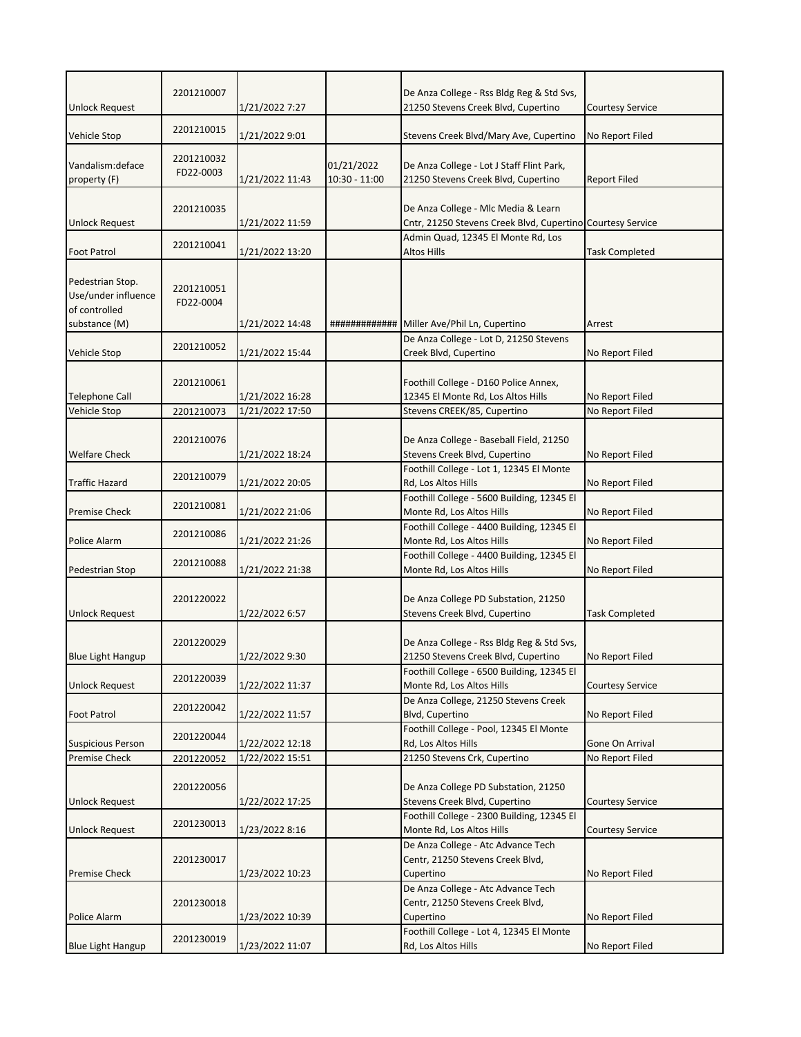| Unlock Request | 2201210007 | 1/21/2022 7:27 | | De Anza College - Rss Bldg Reg & Std Svs, 21250 Stevens Creek Blvd, Cupertino | Courtesy Service |
|---|---|---|---|---|---|
| Vehicle Stop | 2201210015 | 1/21/2022 9:01 | | Stevens Creek Blvd/Mary Ave, Cupertino | No Report Filed |
| Vandalism:deface property (F) | 2201210032 FD22-0003 | 1/21/2022 11:43 | 01/21/2022 10:30 - 11:00 | De Anza College - Lot J Staff Flint Park, 21250 Stevens Creek Blvd, Cupertino | Report Filed |
| Unlock Request | 2201210035 | 1/21/2022 11:59 | | De Anza College - Mlc Media & Learn Cntr, 21250 Stevens Creek Blvd, Cupertino | Courtesy Service |
| Foot Patrol | 2201210041 | 1/21/2022 13:20 | | Admin Quad, 12345 El Monte Rd, Los Altos Hills | Task Completed |
| Pedestrian Stop. Use/under influence of controlled substance (M) | 2201210051 FD22-0004 | 1/21/2022 14:48 | ############# | Miller Ave/Phil Ln, Cupertino | Arrest |
| Vehicle Stop | 2201210052 | 1/21/2022 15:44 | | De Anza College - Lot D, 21250 Stevens Creek Blvd, Cupertino | No Report Filed |
| Telephone Call | 2201210061 | 1/21/2022 16:28 | | Foothill College - D160 Police Annex, 12345 El Monte Rd, Los Altos Hills | No Report Filed |
| Vehicle Stop | 2201210073 | 1/21/2022 17:50 | | Stevens CREEK/85, Cupertino | No Report Filed |
| Welfare Check | 2201210076 | 1/21/2022 18:24 | | De Anza College - Baseball Field, 21250 Stevens Creek Blvd, Cupertino | No Report Filed |
| Traffic Hazard | 2201210079 | 1/21/2022 20:05 | | Foothill College - Lot 1, 12345 El Monte Rd, Los Altos Hills | No Report Filed |
| Premise Check | 2201210081 | 1/21/2022 21:06 | | Foothill College - 5600 Building, 12345 El Monte Rd, Los Altos Hills | No Report Filed |
| Police Alarm | 2201210086 | 1/21/2022 21:26 | | Foothill College - 4400 Building, 12345 El Monte Rd, Los Altos Hills | No Report Filed |
| Pedestrian Stop | 2201210088 | 1/21/2022 21:38 | | Foothill College - 4400 Building, 12345 El Monte Rd, Los Altos Hills | No Report Filed |
| Unlock Request | 2201220022 | 1/22/2022 6:57 | | De Anza College PD Substation, 21250 Stevens Creek Blvd, Cupertino | Task Completed |
| Blue Light Hangup | 2201220029 | 1/22/2022 9:30 | | De Anza College - Rss Bldg Reg & Std Svs, 21250 Stevens Creek Blvd, Cupertino | No Report Filed |
| Unlock Request | 2201220039 | 1/22/2022 11:37 | | Foothill College - 6500 Building, 12345 El Monte Rd, Los Altos Hills | Courtesy Service |
| Foot Patrol | 2201220042 | 1/22/2022 11:57 | | De Anza College, 21250 Stevens Creek Blvd, Cupertino | No Report Filed |
| Suspicious Person | 2201220044 | 1/22/2022 12:18 | | Foothill College - Pool, 12345 El Monte Rd, Los Altos Hills | Gone On Arrival |
| Premise Check | 2201220052 | 1/22/2022 15:51 | | 21250 Stevens Crk, Cupertino | No Report Filed |
| Unlock Request | 2201220056 | 1/22/2022 17:25 | | De Anza College PD Substation, 21250 Stevens Creek Blvd, Cupertino | Courtesy Service |
| Unlock Request | 2201230013 | 1/23/2022 8:16 | | Foothill College - 2300 Building, 12345 El Monte Rd, Los Altos Hills | Courtesy Service |
| Premise Check | 2201230017 | 1/23/2022 10:23 | | De Anza College - Atc Advance Tech Centr, 21250 Stevens Creek Blvd, Cupertino | No Report Filed |
| Police Alarm | 2201230018 | 1/23/2022 10:39 | | De Anza College - Atc Advance Tech Centr, 21250 Stevens Creek Blvd, Cupertino | No Report Filed |
| Blue Light Hangup | 2201230019 | 1/23/2022 11:07 | | Foothill College - Lot 4, 12345 El Monte Rd, Los Altos Hills | No Report Filed |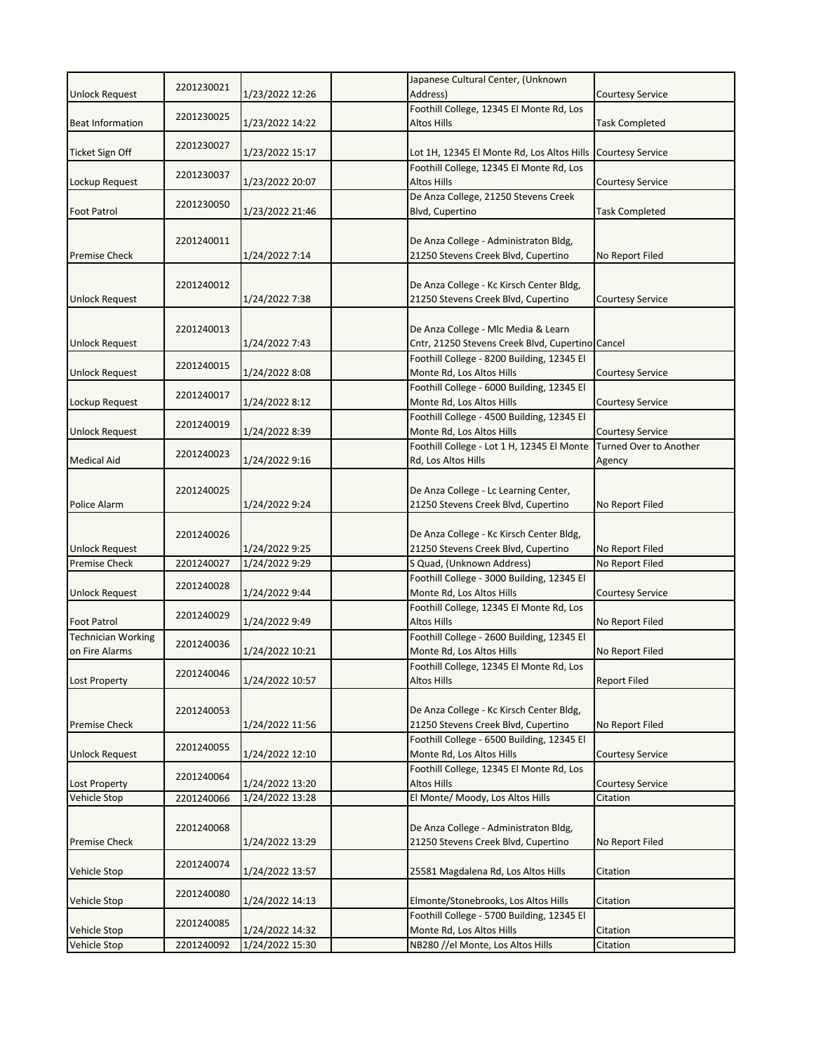| | | | | | |
|---|---|---|---|---|---|
| Unlock Request | 2201230021 | 1/23/2022 12:26 | | Japanese Cultural Center, (Unknown Address) | Courtesy Service |
| Beat Information | 2201230025 | 1/23/2022 14:22 | | Foothill College, 12345 El Monte Rd, Los Altos Hills | Task Completed |
| Ticket Sign Off | 2201230027 | 1/23/2022 15:17 | | Lot 1H, 12345 El Monte Rd, Los Altos Hills | Courtesy Service |
| Lockup Request | 2201230037 | 1/23/2022 20:07 | | Foothill College, 12345 El Monte Rd, Los Altos Hills | Courtesy Service |
| Foot Patrol | 2201230050 | 1/23/2022 21:46 | | De Anza College, 21250 Stevens Creek Blvd, Cupertino | Task Completed |
| Premise Check | 2201240011 | 1/24/2022 7:14 | | De Anza College - Administraton Bldg, 21250 Stevens Creek Blvd, Cupertino | No Report Filed |
| Unlock Request | 2201240012 | 1/24/2022 7:38 | | De Anza College - Kc Kirsch Center Bldg, 21250 Stevens Creek Blvd, Cupertino | Courtesy Service |
| Unlock Request | 2201240013 | 1/24/2022 7:43 | | De Anza College - Mlc Media & Learn Cntr, 21250 Stevens Creek Blvd, Cupertino | Cancel |
| Unlock Request | 2201240015 | 1/24/2022 8:08 | | Foothill College - 8200 Building, 12345 El Monte Rd, Los Altos Hills | Courtesy Service |
| Lockup Request | 2201240017 | 1/24/2022 8:12 | | Foothill College - 6000 Building, 12345 El Monte Rd, Los Altos Hills | Courtesy Service |
| Unlock Request | 2201240019 | 1/24/2022 8:39 | | Foothill College - 4500 Building, 12345 El Monte Rd, Los Altos Hills | Courtesy Service |
| Medical Aid | 2201240023 | 1/24/2022 9:16 | | Foothill College - Lot 1 H, 12345 El Monte Rd, Los Altos Hills | Turned Over to Another Agency |
| Police Alarm | 2201240025 | 1/24/2022 9:24 | | De Anza College - Lc Learning Center, 21250 Stevens Creek Blvd, Cupertino | No Report Filed |
| Unlock Request | 2201240026 | 1/24/2022 9:25 | | De Anza College - Kc Kirsch Center Bldg, 21250 Stevens Creek Blvd, Cupertino | No Report Filed |
| Premise Check | 2201240027 | 1/24/2022 9:29 | | S Quad, (Unknown Address) | No Report Filed |
| Unlock Request | 2201240028 | 1/24/2022 9:44 | | Foothill College - 3000 Building, 12345 El Monte Rd, Los Altos Hills | Courtesy Service |
| Foot Patrol | 2201240029 | 1/24/2022 9:49 | | Foothill College, 12345 El Monte Rd, Los Altos Hills | No Report Filed |
| Technician Working on Fire Alarms | 2201240036 | 1/24/2022 10:21 | | Foothill College - 2600 Building, 12345 El Monte Rd, Los Altos Hills | No Report Filed |
| Lost Property | 2201240046 | 1/24/2022 10:57 | | Foothill College, 12345 El Monte Rd, Los Altos Hills | Report Filed |
| Premise Check | 2201240053 | 1/24/2022 11:56 | | De Anza College - Kc Kirsch Center Bldg, 21250 Stevens Creek Blvd, Cupertino | No Report Filed |
| Unlock Request | 2201240055 | 1/24/2022 12:10 | | Foothill College - 6500 Building, 12345 El Monte Rd, Los Altos Hills | Courtesy Service |
| Lost Property | 2201240064 | 1/24/2022 13:20 | | Foothill College, 12345 El Monte Rd, Los Altos Hills | Courtesy Service |
| Vehicle Stop | 2201240066 | 1/24/2022 13:28 | | El Monte/ Moody, Los Altos Hills | Citation |
| Premise Check | 2201240068 | 1/24/2022 13:29 | | De Anza College - Administraton Bldg, 21250 Stevens Creek Blvd, Cupertino | No Report Filed |
| Vehicle Stop | 2201240074 | 1/24/2022 13:57 | | 25581 Magdalena Rd, Los Altos Hills | Citation |
| Vehicle Stop | 2201240080 | 1/24/2022 14:13 | | Elmonte/Stonebrooks, Los Altos Hills | Citation |
| Vehicle Stop | 2201240085 | 1/24/2022 14:32 | | Foothill College - 5700 Building, 12345 El Monte Rd, Los Altos Hills | Citation |
| Vehicle Stop | 2201240092 | 1/24/2022 15:30 | | NB280 //el Monte, Los Altos Hills | Citation |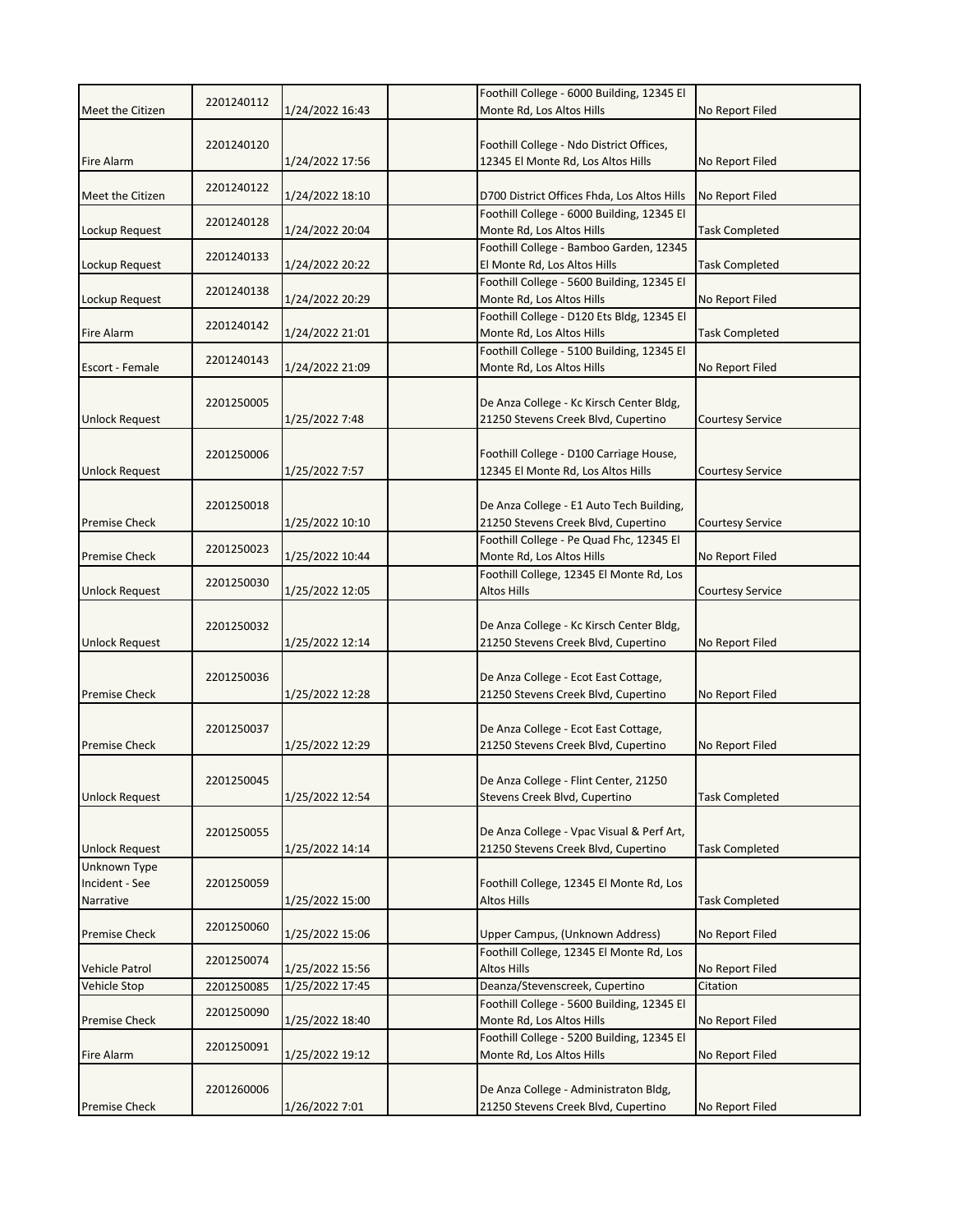| | | | | | |
|---|---|---|---|---|---|
| Meet the Citizen | 2201240112 | 1/24/2022 16:43 | | Foothill College - 6000 Building, 12345 El Monte Rd, Los Altos Hills | No Report Filed |
| Fire Alarm | 2201240120 | 1/24/2022 17:56 | | Foothill College - Ndo District Offices, 12345 El Monte Rd, Los Altos Hills | No Report Filed |
| Meet the Citizen | 2201240122 | 1/24/2022 18:10 | | D700 District Offices Fhda, Los Altos Hills | No Report Filed |
| Lockup Request | 2201240128 | 1/24/2022 20:04 | | Foothill College - 6000 Building, 12345 El Monte Rd, Los Altos Hills | Task Completed |
| Lockup Request | 2201240133 | 1/24/2022 20:22 | | Foothill College - Bamboo Garden, 12345 El Monte Rd, Los Altos Hills | Task Completed |
| Lockup Request | 2201240138 | 1/24/2022 20:29 | | Foothill College - 5600 Building, 12345 El Monte Rd, Los Altos Hills | No Report Filed |
| Fire Alarm | 2201240142 | 1/24/2022 21:01 | | Foothill College - D120 Ets Bldg, 12345 El Monte Rd, Los Altos Hills | Task Completed |
| Escort - Female | 2201240143 | 1/24/2022 21:09 | | Foothill College - 5100 Building, 12345 El Monte Rd, Los Altos Hills | No Report Filed |
| Unlock Request | 2201250005 | 1/25/2022 7:48 | | De Anza College - Kc Kirsch Center Bldg, 21250 Stevens Creek Blvd, Cupertino | Courtesy Service |
| Unlock Request | 2201250006 | 1/25/2022 7:57 | | Foothill College - D100 Carriage House, 12345 El Monte Rd, Los Altos Hills | Courtesy Service |
| Premise Check | 2201250018 | 1/25/2022 10:10 | | De Anza College - E1 Auto Tech Building, 21250 Stevens Creek Blvd, Cupertino | Courtesy Service |
| Premise Check | 2201250023 | 1/25/2022 10:44 | | Foothill College - Pe Quad Fhc, 12345 El Monte Rd, Los Altos Hills | No Report Filed |
| Unlock Request | 2201250030 | 1/25/2022 12:05 | | Foothill College, 12345 El Monte Rd, Los Altos Hills | Courtesy Service |
| Unlock Request | 2201250032 | 1/25/2022 12:14 | | De Anza College - Kc Kirsch Center Bldg, 21250 Stevens Creek Blvd, Cupertino | No Report Filed |
| Premise Check | 2201250036 | 1/25/2022 12:28 | | De Anza College - Ecot East Cottage, 21250 Stevens Creek Blvd, Cupertino | No Report Filed |
| Premise Check | 2201250037 | 1/25/2022 12:29 | | De Anza College - Ecot East Cottage, 21250 Stevens Creek Blvd, Cupertino | No Report Filed |
| Unlock Request | 2201250045 | 1/25/2022 12:54 | | De Anza College - Flint Center, 21250 Stevens Creek Blvd, Cupertino | Task Completed |
| Unlock Request | 2201250055 | 1/25/2022 14:14 | | De Anza College - Vpac Visual & Perf Art, 21250 Stevens Creek Blvd, Cupertino | Task Completed |
| Unknown Type Incident - See Narrative | 2201250059 | 1/25/2022 15:00 | | Foothill College, 12345 El Monte Rd, Los Altos Hills | Task Completed |
| Premise Check | 2201250060 | 1/25/2022 15:06 | | Upper Campus, (Unknown Address) | No Report Filed |
| Vehicle Patrol | 2201250074 | 1/25/2022 15:56 | | Foothill College, 12345 El Monte Rd, Los Altos Hills | No Report Filed |
| Vehicle Stop | 2201250085 | 1/25/2022 17:45 | | Deanza/Stevenscreek, Cupertino | Citation |
| Premise Check | 2201250090 | 1/25/2022 18:40 | | Foothill College - 5600 Building, 12345 El Monte Rd, Los Altos Hills | No Report Filed |
| Fire Alarm | 2201250091 | 1/25/2022 19:12 | | Foothill College - 5200 Building, 12345 El Monte Rd, Los Altos Hills | No Report Filed |
| Premise Check | 2201260006 | 1/26/2022 7:01 | | De Anza College - Administraton Bldg, 21250 Stevens Creek Blvd, Cupertino | No Report Filed |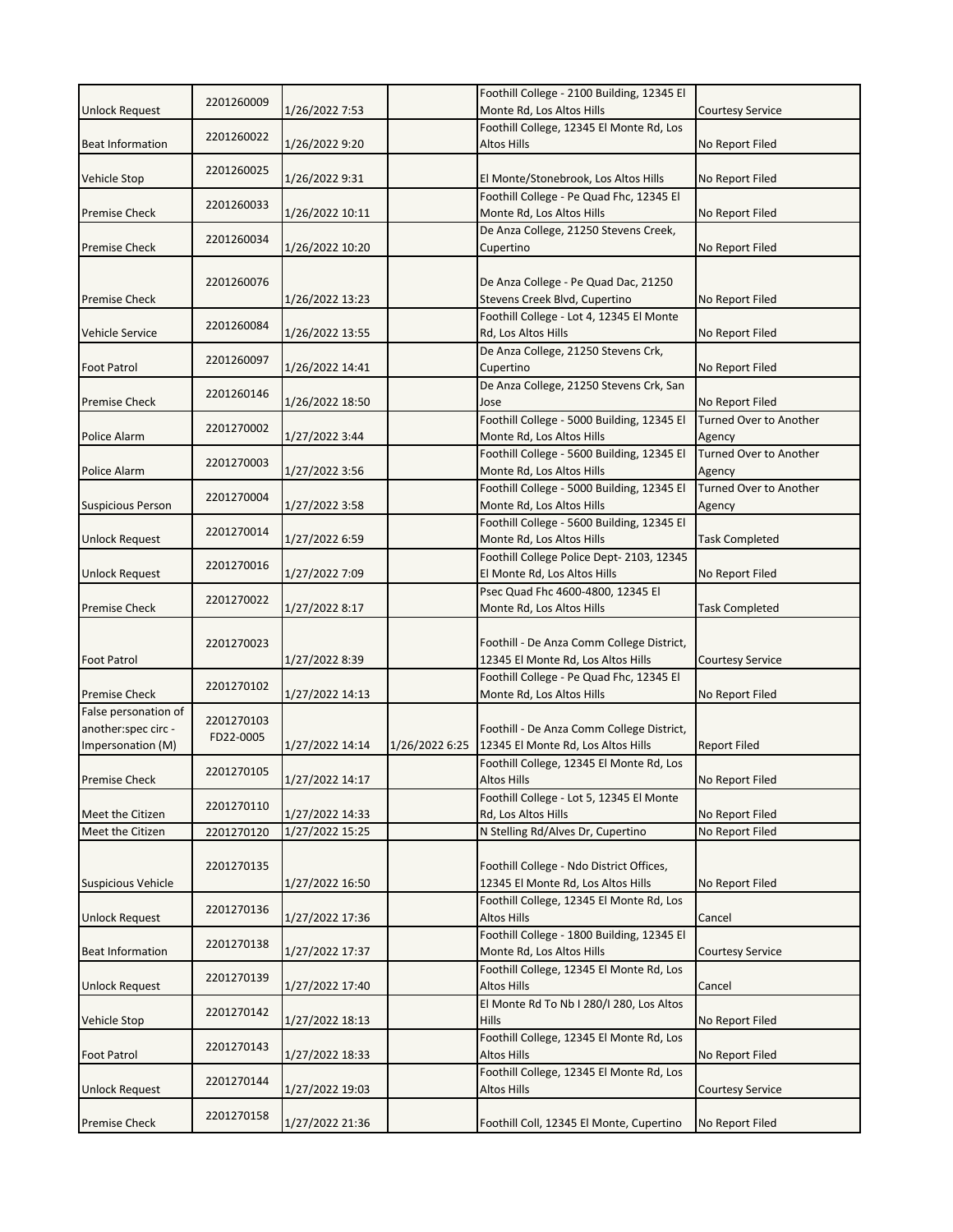| | | | | | |
|---|---|---|---|---|---|
| Unlock Request | 2201260009 | 1/26/2022 7:53 | | Foothill College - 2100 Building, 12345 El Monte Rd, Los Altos Hills | Courtesy Service |
| Beat Information | 2201260022 | 1/26/2022 9:20 | | Foothill College, 12345 El Monte Rd, Los Altos Hills | No Report Filed |
| Vehicle Stop | 2201260025 | 1/26/2022 9:31 | | El Monte/Stonebrook, Los Altos Hills | No Report Filed |
| Premise Check | 2201260033 | 1/26/2022 10:11 | | Foothill College - Pe Quad Fhc, 12345 El Monte Rd, Los Altos Hills | No Report Filed |
| Premise Check | 2201260034 | 1/26/2022 10:20 | | De Anza College, 21250 Stevens Creek, Cupertino | No Report Filed |
| Premise Check | 2201260076 | 1/26/2022 13:23 | | De Anza College - Pe Quad Dac, 21250 Stevens Creek Blvd, Cupertino | No Report Filed |
| Vehicle Service | 2201260084 | 1/26/2022 13:55 | | Foothill College - Lot 4, 12345 El Monte Rd, Los Altos Hills | No Report Filed |
| Foot Patrol | 2201260097 | 1/26/2022 14:41 | | De Anza College, 21250 Stevens Crk, Cupertino | No Report Filed |
| Premise Check | 2201260146 | 1/26/2022 18:50 | | De Anza College, 21250 Stevens Crk, San Jose | No Report Filed |
| Police Alarm | 2201270002 | 1/27/2022 3:44 | | Foothill College - 5000 Building, 12345 El Monte Rd, Los Altos Hills | Turned Over to Another Agency |
| Police Alarm | 2201270003 | 1/27/2022 3:56 | | Foothill College - 5600 Building, 12345 El Monte Rd, Los Altos Hills | Turned Over to Another Agency |
| Suspicious Person | 2201270004 | 1/27/2022 3:58 | | Foothill College - 5000 Building, 12345 El Monte Rd, Los Altos Hills | Turned Over to Another Agency |
| Unlock Request | 2201270014 | 1/27/2022 6:59 | | Foothill College - 5600 Building, 12345 El Monte Rd, Los Altos Hills | Task Completed |
| Unlock Request | 2201270016 | 1/27/2022 7:09 | | Foothill College Police Dept- 2103, 12345 El Monte Rd, Los Altos Hills | No Report Filed |
| Premise Check | 2201270022 | 1/27/2022 8:17 | | Psec Quad Fhc 4600-4800, 12345 El Monte Rd, Los Altos Hills | Task Completed |
| Foot Patrol | 2201270023 | 1/27/2022 8:39 | | Foothill - De Anza Comm College District, 12345 El Monte Rd, Los Altos Hills | Courtesy Service |
| Premise Check | 2201270102 | 1/27/2022 14:13 | | Foothill College - Pe Quad Fhc, 12345 El Monte Rd, Los Altos Hills | No Report Filed |
| False personation of another:spec circ - Impersonation (M) | 2201270103 FD22-0005 | 1/27/2022 14:14 | 1/26/2022 6:25 | Foothill - De Anza Comm College District, 12345 El Monte Rd, Los Altos Hills | Report Filed |
| Premise Check | 2201270105 | 1/27/2022 14:17 | | Foothill College, 12345 El Monte Rd, Los Altos Hills | No Report Filed |
| Meet the Citizen | 2201270110 | 1/27/2022 14:33 | | Foothill College - Lot 5, 12345 El Monte Rd, Los Altos Hills | No Report Filed |
| Meet the Citizen | 2201270120 | 1/27/2022 15:25 | | N Stelling Rd/Alves Dr, Cupertino | No Report Filed |
| Suspicious Vehicle | 2201270135 | 1/27/2022 16:50 | | Foothill College - Ndo District Offices, 12345 El Monte Rd, Los Altos Hills | No Report Filed |
| Unlock Request | 2201270136 | 1/27/2022 17:36 | | Foothill College, 12345 El Monte Rd, Los Altos Hills | Cancel |
| Beat Information | 2201270138 | 1/27/2022 17:37 | | Foothill College - 1800 Building, 12345 El Monte Rd, Los Altos Hills | Courtesy Service |
| Unlock Request | 2201270139 | 1/27/2022 17:40 | | Foothill College, 12345 El Monte Rd, Los Altos Hills | Cancel |
| Vehicle Stop | 2201270142 | 1/27/2022 18:13 | | El Monte Rd To Nb I 280/I 280, Los Altos Hills | No Report Filed |
| Foot Patrol | 2201270143 | 1/27/2022 18:33 | | Foothill College, 12345 El Monte Rd, Los Altos Hills | No Report Filed |
| Unlock Request | 2201270144 | 1/27/2022 19:03 | | Foothill College, 12345 El Monte Rd, Los Altos Hills | Courtesy Service |
| Premise Check | 2201270158 | 1/27/2022 21:36 | | Foothill Coll, 12345 El Monte, Cupertino | No Report Filed |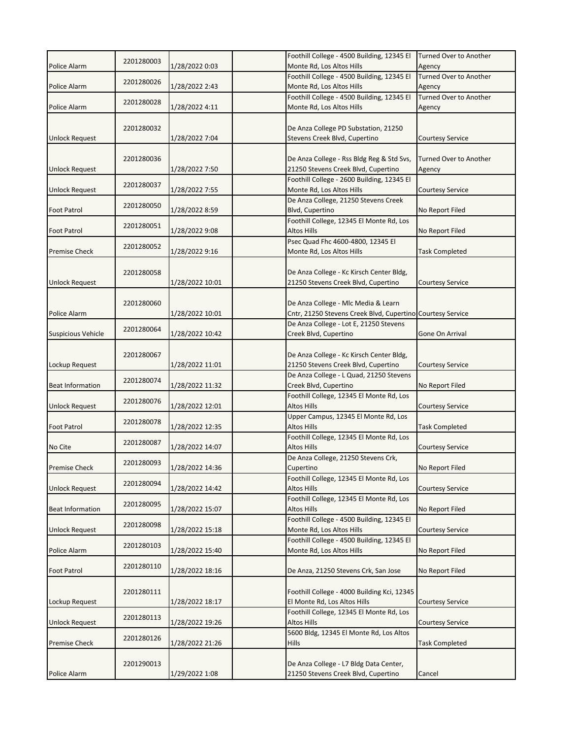| | | | | | |
|---|---|---|---|---|---|
| Police Alarm | 2201280003 | 1/28/2022 0:03 | | Foothill College - 4500 Building, 12345 El Monte Rd, Los Altos Hills | Turned Over to Another Agency |
| Police Alarm | 2201280026 | 1/28/2022 2:43 | | Foothill College - 4500 Building, 12345 El Monte Rd, Los Altos Hills | Turned Over to Another Agency |
| Police Alarm | 2201280028 | 1/28/2022 4:11 | | Foothill College - 4500 Building, 12345 El Monte Rd, Los Altos Hills | Turned Over to Another Agency |
| Unlock Request | 2201280032 | 1/28/2022 7:04 | | De Anza College PD Substation, 21250 Stevens Creek Blvd, Cupertino | Courtesy Service |
| Unlock Request | 2201280036 | 1/28/2022 7:50 | | De Anza College - Rss Bldg Reg & Std Svs, 21250 Stevens Creek Blvd, Cupertino | Turned Over to Another Agency |
| Unlock Request | 2201280037 | 1/28/2022 7:55 | | Foothill College - 2600 Building, 12345 El Monte Rd, Los Altos Hills | Courtesy Service |
| Foot Patrol | 2201280050 | 1/28/2022 8:59 | | De Anza College, 21250 Stevens Creek Blvd, Cupertino | No Report Filed |
| Foot Patrol | 2201280051 | 1/28/2022 9:08 | | Foothill College, 12345 El Monte Rd, Los Altos Hills | No Report Filed |
| Premise Check | 2201280052 | 1/28/2022 9:16 | | Psec Quad Fhc 4600-4800, 12345 El Monte Rd, Los Altos Hills | Task Completed |
| Unlock Request | 2201280058 | 1/28/2022 10:01 | | De Anza College - Kc Kirsch Center Bldg, 21250 Stevens Creek Blvd, Cupertino | Courtesy Service |
| Police Alarm | 2201280060 | 1/28/2022 10:01 | | De Anza College - Mlc Media & Learn Cntr, 21250 Stevens Creek Blvd, Cupertino | Courtesy Service |
| Suspicious Vehicle | 2201280064 | 1/28/2022 10:42 | | De Anza College - Lot E, 21250 Stevens Creek Blvd, Cupertino | Gone On Arrival |
| Lockup Request | 2201280067 | 1/28/2022 11:01 | | De Anza College - Kc Kirsch Center Bldg, 21250 Stevens Creek Blvd, Cupertino | Courtesy Service |
| Beat Information | 2201280074 | 1/28/2022 11:32 | | De Anza College - L Quad, 21250 Stevens Creek Blvd, Cupertino | No Report Filed |
| Unlock Request | 2201280076 | 1/28/2022 12:01 | | Foothill College, 12345 El Monte Rd, Los Altos Hills | Courtesy Service |
| Foot Patrol | 2201280078 | 1/28/2022 12:35 | | Upper Campus, 12345 El Monte Rd, Los Altos Hills | Task Completed |
| No Cite | 2201280087 | 1/28/2022 14:07 | | Foothill College, 12345 El Monte Rd, Los Altos Hills | Courtesy Service |
| Premise Check | 2201280093 | 1/28/2022 14:36 | | De Anza College, 21250 Stevens Crk, Cupertino | No Report Filed |
| Unlock Request | 2201280094 | 1/28/2022 14:42 | | Foothill College, 12345 El Monte Rd, Los Altos Hills | Courtesy Service |
| Beat Information | 2201280095 | 1/28/2022 15:07 | | Foothill College, 12345 El Monte Rd, Los Altos Hills | No Report Filed |
| Unlock Request | 2201280098 | 1/28/2022 15:18 | | Foothill College - 4500 Building, 12345 El Monte Rd, Los Altos Hills | Courtesy Service |
| Police Alarm | 2201280103 | 1/28/2022 15:40 | | Foothill College - 4500 Building, 12345 El Monte Rd, Los Altos Hills | No Report Filed |
| Foot Patrol | 2201280110 | 1/28/2022 18:16 | | De Anza, 21250 Stevens Crk, San Jose | No Report Filed |
| Lockup Request | 2201280111 | 1/28/2022 18:17 | | Foothill College - 4000 Building Kci, 12345 El Monte Rd, Los Altos Hills | Courtesy Service |
| Unlock Request | 2201280113 | 1/28/2022 19:26 | | Foothill College, 12345 El Monte Rd, Los Altos Hills | Courtesy Service |
| Premise Check | 2201280126 | 1/28/2022 21:26 | | 5600 Bldg, 12345 El Monte Rd, Los Altos Hills | Task Completed |
| Police Alarm | 2201290013 | 1/29/2022 1:08 | | De Anza College - L7 Bldg Data Center, 21250 Stevens Creek Blvd, Cupertino | Cancel |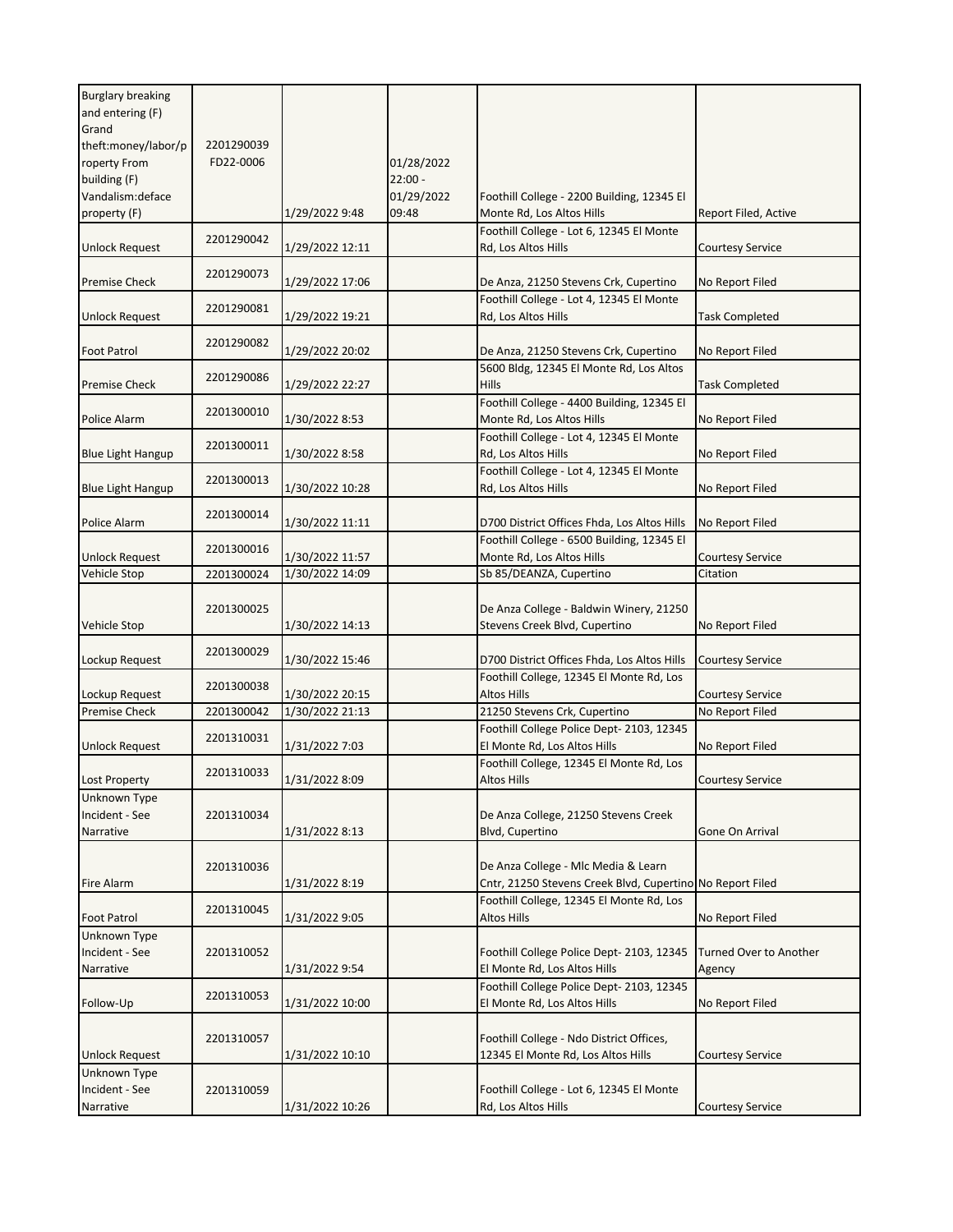| Burglary breaking and entering (F) Grand theft:money/labor/property From building (F) Vandalism:deface property (F) | 2201290039 FD22-0006 | 1/29/2022 9:48 | 01/28/2022 22:00 - 01/29/2022 09:48 | Foothill College - 2200 Building, 12345 El Monte Rd, Los Altos Hills | Report Filed, Active |
|---|---|---|---|---|---|
| Unlock Request | 2201290042 | 1/29/2022 12:11 | | Foothill College - Lot 6, 12345 El Monte Rd, Los Altos Hills | Courtesy Service |
| Premise Check | 2201290073 | 1/29/2022 17:06 | | De Anza, 21250 Stevens Crk, Cupertino | No Report Filed |
| Unlock Request | 2201290081 | 1/29/2022 19:21 | | Foothill College - Lot 4, 12345 El Monte Rd, Los Altos Hills | Task Completed |
| Foot Patrol | 2201290082 | 1/29/2022 20:02 | | De Anza, 21250 Stevens Crk, Cupertino | No Report Filed |
| Premise Check | 2201290086 | 1/29/2022 22:27 | | 5600 Bldg, 12345 El Monte Rd, Los Altos Hills | Task Completed |
| Police Alarm | 2201300010 | 1/30/2022 8:53 | | Foothill College - 4400 Building, 12345 El Monte Rd, Los Altos Hills | No Report Filed |
| Blue Light Hangup | 2201300011 | 1/30/2022 8:58 | | Foothill College - Lot 4, 12345 El Monte Rd, Los Altos Hills | No Report Filed |
| Blue Light Hangup | 2201300013 | 1/30/2022 10:28 | | Foothill College - Lot 4, 12345 El Monte Rd, Los Altos Hills | No Report Filed |
| Police Alarm | 2201300014 | 1/30/2022 11:11 | | D700 District Offices Fhda, Los Altos Hills | No Report Filed |
| Unlock Request | 2201300016 | 1/30/2022 11:57 | | Foothill College - 6500 Building, 12345 El Monte Rd, Los Altos Hills | Courtesy Service |
| Vehicle Stop | 2201300024 | 1/30/2022 14:09 | | Sb 85/DEANZA, Cupertino | Citation |
| Vehicle Stop | 2201300025 | 1/30/2022 14:13 | | De Anza College - Baldwin Winery, 21250 Stevens Creek Blvd, Cupertino | No Report Filed |
| Lockup Request | 2201300029 | 1/30/2022 15:46 | | D700 District Offices Fhda, Los Altos Hills | Courtesy Service |
| Lockup Request | 2201300038 | 1/30/2022 20:15 | | Foothill College, 12345 El Monte Rd, Los Altos Hills | Courtesy Service |
| Premise Check | 2201300042 | 1/30/2022 21:13 | | 21250 Stevens Crk, Cupertino | No Report Filed |
| Unlock Request | 2201310031 | 1/31/2022 7:03 | | Foothill College Police Dept- 2103, 12345 El Monte Rd, Los Altos Hills | No Report Filed |
| Lost Property | 2201310033 | 1/31/2022 8:09 | | Foothill College, 12345 El Monte Rd, Los Altos Hills | Courtesy Service |
| Unknown Type Incident - See Narrative | 2201310034 | 1/31/2022 8:13 | | De Anza College, 21250 Stevens Creek Blvd, Cupertino | Gone On Arrival |
| Fire Alarm | 2201310036 | 1/31/2022 8:19 | | De Anza College - Mlc Media & Learn Cntr, 21250 Stevens Creek Blvd, Cupertino | No Report Filed |
| Foot Patrol | 2201310045 | 1/31/2022 9:05 | | Foothill College, 12345 El Monte Rd, Los Altos Hills | No Report Filed |
| Unknown Type Incident - See Narrative | 2201310052 | 1/31/2022 9:54 | | Foothill College Police Dept- 2103, 12345 El Monte Rd, Los Altos Hills | Turned Over to Another Agency |
| Follow-Up | 2201310053 | 1/31/2022 10:00 | | Foothill College Police Dept- 2103, 12345 El Monte Rd, Los Altos Hills | No Report Filed |
| Unlock Request | 2201310057 | 1/31/2022 10:10 | | Foothill College - Ndo District Offices, 12345 El Monte Rd, Los Altos Hills | Courtesy Service |
| Unknown Type Incident - See Narrative | 2201310059 | 1/31/2022 10:26 | | Foothill College - Lot 6, 12345 El Monte Rd, Los Altos Hills | Courtesy Service |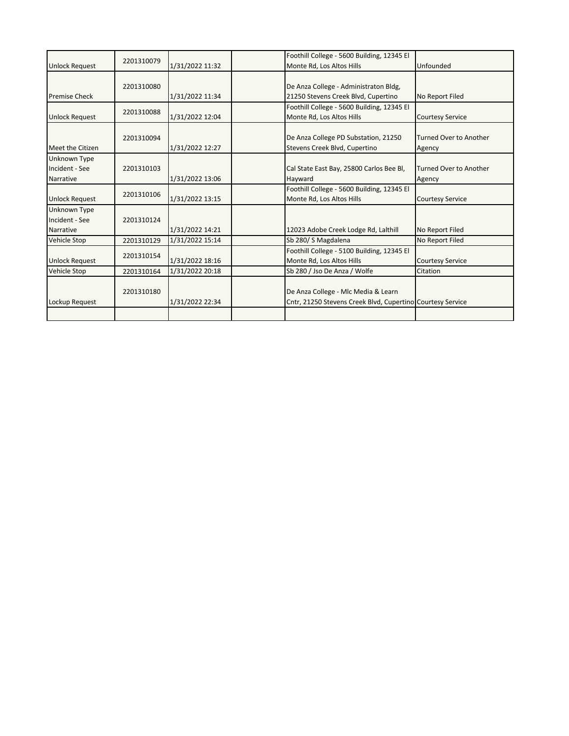| | | | | | |
|---|---|---|---|---|---|
| Unlock Request | 2201310079 | 1/31/2022 11:32 | | Foothill College - 5600 Building, 12345 El Monte Rd, Los Altos Hills | Unfounded |
| Premise Check | 2201310080 | 1/31/2022 11:34 | | De Anza College - Administraton Bldg, 21250 Stevens Creek Blvd, Cupertino | No Report Filed |
| Unlock Request | 2201310088 | 1/31/2022 12:04 | | Foothill College - 5600 Building, 12345 El Monte Rd, Los Altos Hills | Courtesy Service |
| Meet the Citizen | 2201310094 | 1/31/2022 12:27 | | De Anza College PD Substation, 21250 Stevens Creek Blvd, Cupertino | Turned Over to Another Agency |
| Unknown Type Incident - See Narrative | 2201310103 | 1/31/2022 13:06 | | Cal State East Bay, 25800 Carlos Bee Bl, Hayward | Turned Over to Another Agency |
| Unlock Request | 2201310106 | 1/31/2022 13:15 | | Foothill College - 5600 Building, 12345 El Monte Rd, Los Altos Hills | Courtesy Service |
| Unknown Type Incident - See Narrative | 2201310124 | 1/31/2022 14:21 | | 12023 Adobe Creek Lodge Rd, Lalthill | No Report Filed |
| Vehicle Stop | 2201310129 | 1/31/2022 15:14 | | Sb 280/ S Magdalena | No Report Filed |
| Unlock Request | 2201310154 | 1/31/2022 18:16 | | Foothill College - 5100 Building, 12345 El Monte Rd, Los Altos Hills | Courtesy Service |
| Vehicle Stop | 2201310164 | 1/31/2022 20:18 | | Sb 280 / Jso De Anza / Wolfe | Citation |
| Lockup Request | 2201310180 | 1/31/2022 22:34 | | De Anza College - Mlc Media & Learn Cntr, 21250 Stevens Creek Blvd, Cupertino | Courtesy Service |
| | | | | | |